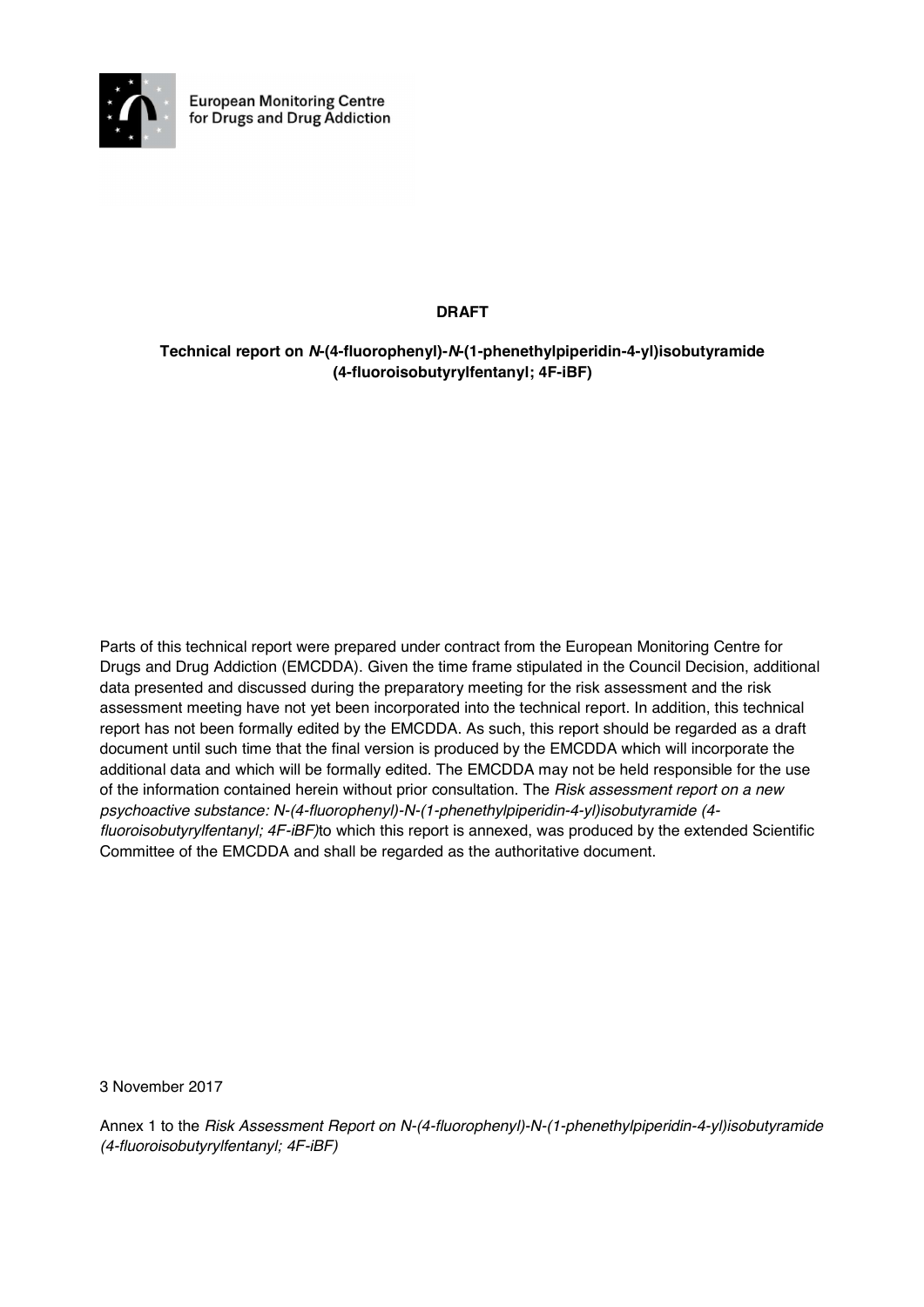European Monitoring Centre for Drugs and Drug Addiction

**DRAFT**

**Technical report on *N*-(4-fluorophenyl)-*N*-(1-phenethylpiperidin-4-yl)isobutyramide (4-fluoroisobutyrylfentanyl; 4F-iBF)**

Parts of this technical report were prepared under contract from the European Monitoring Centre for Drugs and Drug Addiction (EMCDDA). Given the time frame stipulated in the Council Decision, additional data presented and discussed during the preparatory meeting for the risk assessment and the risk assessment meeting have not yet been incorporated into the technical report. In addition, this technical report has not been formally edited by the EMCDDA. As such, this report should be regarded as a draft document until such time that the final version is produced by the EMCDDA which will incorporate the additional data and which will be formally edited. The EMCDDA may not be held responsible for the use of the information contained herein without prior consultation. The *Risk assessment report on a new psychoactive substance: N-(4-fluorophenyl)-N-(1-phenethylpiperidin-4-yl)isobutyramide (4-fluoroisobutyrylfentanyl; 4F-iBF)*to which this report is annexed, was produced by the extended Scientific Committee of the EMCDDA and shall be regarded as the authoritative document.

3 November 2017

Annex 1 to the *Risk Assessment Report on N-(4-fluorophenyl)-N-(1-phenethylpiperidin-4-yl)isobutyramide (4-fluoroisobutyrylfentanyl; 4F-iBF)*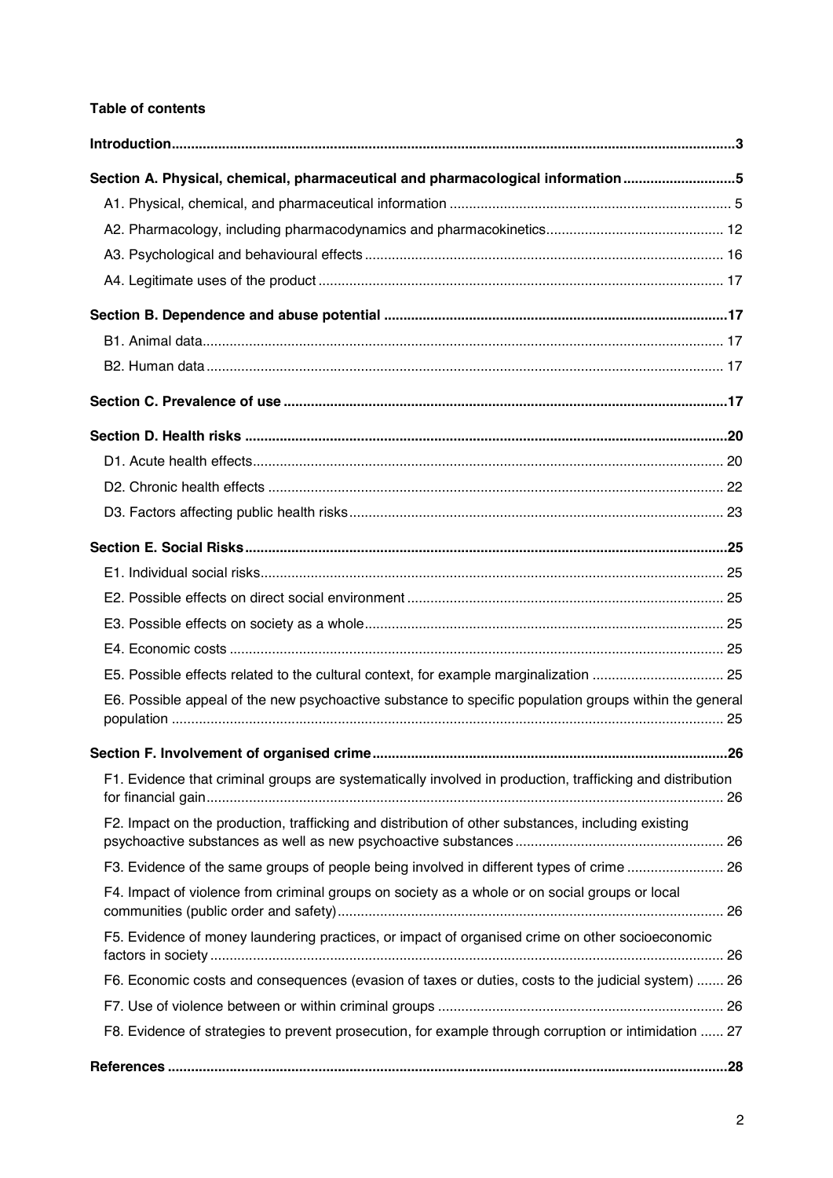**Table of contents**

**Introduction** ..... 3

**Section A. Physical, chemical, pharmaceutical and pharmacological information** ..... 5

- A1. Physical, chemical, and pharmaceutical information ..... 5
- A2. Pharmacology, including pharmacodynamics and pharmacokinetics ..... 12
- A3. Psychological and behavioural effects ..... 16
- A4. Legitimate uses of the product ..... 17

**Section B. Dependence and abuse potential** ..... 17

- B1. Animal data ..... 17
- B2. Human data ..... 17

**Section C. Prevalence of use** ..... 17

**Section D. Health risks** ..... 20

- D1. Acute health effects ..... 20
- D2. Chronic health effects ..... 22
- D3. Factors affecting public health risks ..... 23

**Section E. Social Risks** ..... 25

- E1. Individual social risks ..... 25
- E2. Possible effects on direct social environment ..... 25
- E3. Possible effects on society as a whole ..... 25
- E4. Economic costs ..... 25
- E5. Possible effects related to the cultural context, for example marginalization ..... 25
- E6. Possible appeal of the new psychoactive substance to specific population groups within the general population ..... 25

**Section F. Involvement of organised crime** ..... 26

- F1. Evidence that criminal groups are systematically involved in production, trafficking and distribution for financial gain ..... 26
- F2. Impact on the production, trafficking and distribution of other substances, including existing psychoactive substances as well as new psychoactive substances ..... 26
- F3. Evidence of the same groups of people being involved in different types of crime ..... 26
- F4. Impact of violence from criminal groups on society as a whole or on social groups or local communities (public order and safety) ..... 26
- F5. Evidence of money laundering practices, or impact of organised crime on other socioeconomic factors in society ..... 26
- F6. Economic costs and consequences (evasion of taxes or duties, costs to the judicial system) ..... 26
- F7. Use of violence between or within criminal groups ..... 26
- F8. Evidence of strategies to prevent prosecution, for example through corruption or intimidation ..... 27

**References** ..... 28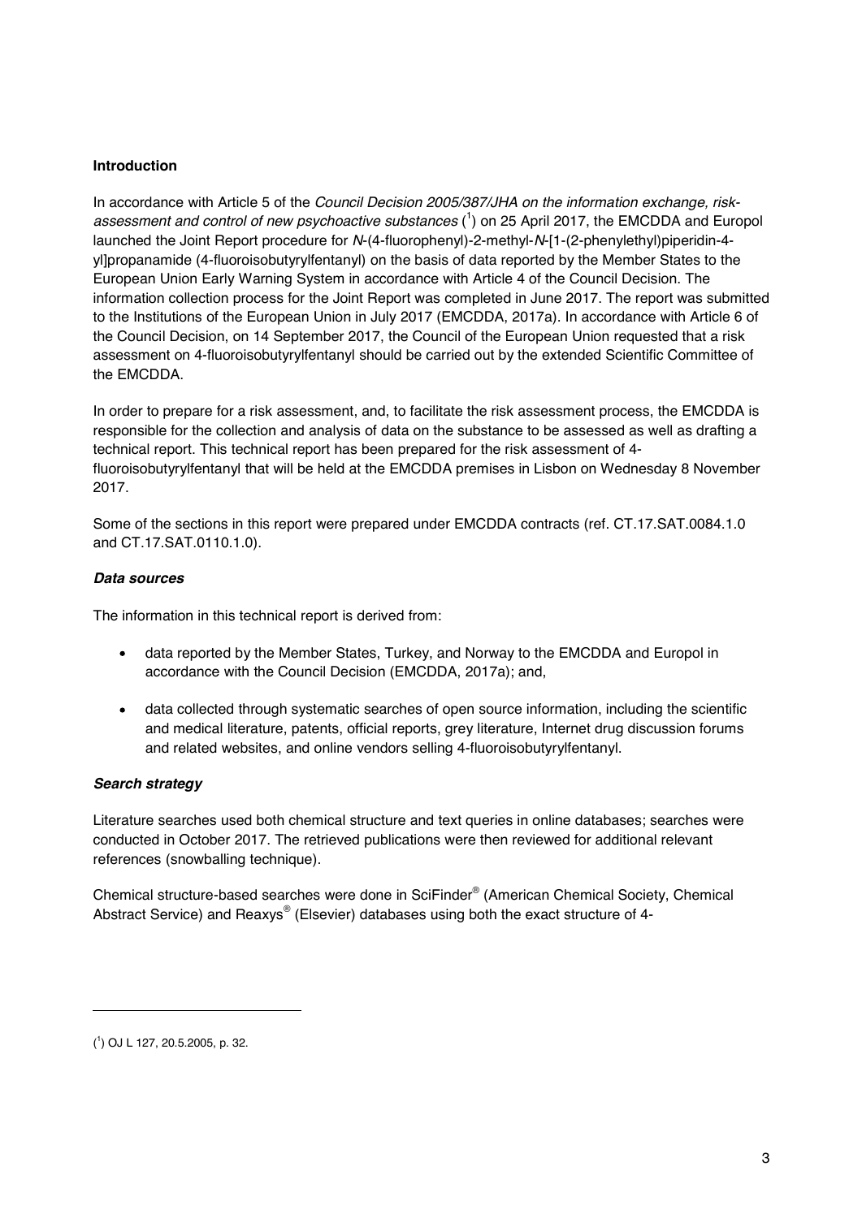**Introduction**

In accordance with Article 5 of the *Council Decision 2005/387/JHA on the information exchange, risk-assessment and control of new psychoactive substances* ([1]) on 25 April 2017, the EMCDDA and Europol launched the Joint Report procedure for *N*-(4-fluorophenyl)-2-methyl-*N*-[1-(2-phenylethyl)piperidin-4-yl]propanamide (4-fluoroisobutyrylfentanyl) on the basis of data reported by the Member States to the European Union Early Warning System in accordance with Article 4 of the Council Decision. The information collection process for the Joint Report was completed in June 2017. The report was submitted to the Institutions of the European Union in July 2017 (EMCDDA, 2017a). In accordance with Article 6 of the Council Decision, on 14 September 2017, the Council of the European Union requested that a risk assessment on 4-fluoroisobutyrylfentanyl should be carried out by the extended Scientific Committee of the EMCDDA.

In order to prepare for a risk assessment, and, to facilitate the risk assessment process, the EMCDDA is responsible for the collection and analysis of data on the substance to be assessed as well as drafting a technical report. This technical report has been prepared for the risk assessment of 4-fluoroisobutyrylfentanyl that will be held at the EMCDDA premises in Lisbon on Wednesday 8 November 2017.

Some of the sections in this report were prepared under EMCDDA contracts (ref. CT.17.SAT.0084.1.0 and CT.17.SAT.0110.1.0).

***Data sources***

The information in this technical report is derived from:

- data reported by the Member States, Turkey, and Norway to the EMCDDA and Europol in accordance with the Council Decision (EMCDDA, 2017a); and,
- data collected through systematic searches of open source information, including the scientific and medical literature, patents, official reports, grey literature, Internet drug discussion forums and related websites, and online vendors selling 4-fluoroisobutyrylfentanyl.

***Search strategy***

Literature searches used both chemical structure and text queries in online databases; searches were conducted in October 2017. The retrieved publications were then reviewed for additional relevant references (snowballing technique).

Chemical structure-based searches were done in SciFinder® (American Chemical Society, Chemical Abstract Service) and Reaxys® (Elsevier) databases using both the exact structure of 4-

---

([1]) OJ L 127, 20.5.2005, p. 32.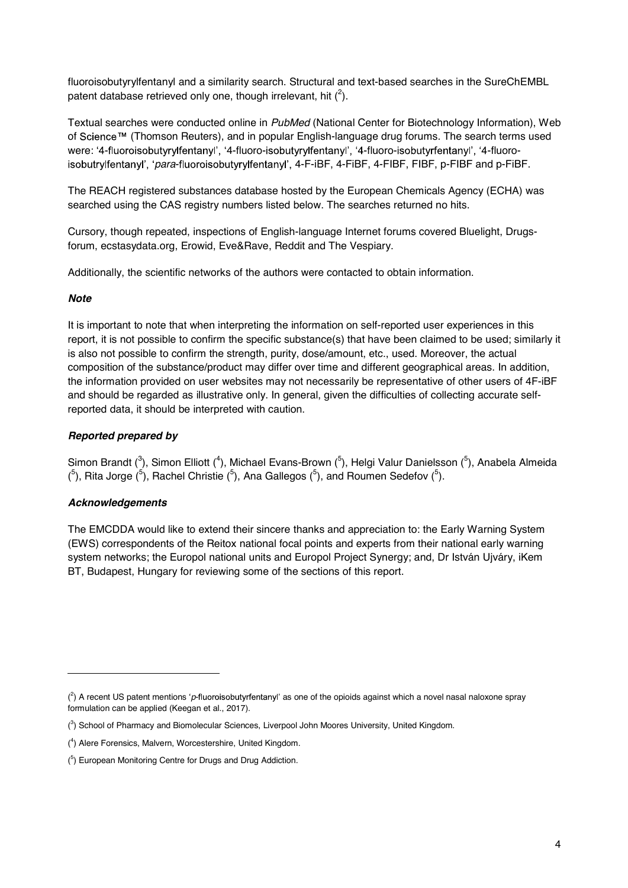fluoroisobutyrylfentanyl and a similarity search. Structural and text-based searches in the SureChEMBL patent database retrieved only one, though irrelevant, hit ([2]).

Textual searches were conducted online in *PubMed* (National Center for Biotechnology Information), Web of Science™ (Thomson Reuters), and in popular English-language drug forums. The search terms used were: '4-fluoroisobutyrylfentanyl', '4-fluoro-isobutyrylfentanyl', '4-fluoro-isobutyrfentanyl', '4-fluoro-isobutrylfentanyl', '*para*-fluoroisobutyrylfentanyl', 4-F-iBF, 4-FiBF, 4-FIBF, FIBF, p-FIBF and p-FiBF.

The REACH registered substances database hosted by the European Chemicals Agency (ECHA) was searched using the CAS registry numbers listed below. The searches returned no hits.

Cursory, though repeated, inspections of English-language Internet forums covered Bluelight, Drugs-forum, ecstasydata.org, Erowid, Eve&Rave, Reddit and The Vespiary.

Additionally, the scientific networks of the authors were contacted to obtain information.

### *Note*

It is important to note that when interpreting the information on self-reported user experiences in this report, it is not possible to confirm the specific substance(s) that have been claimed to be used; similarly it is also not possible to confirm the strength, purity, dose/amount, etc., used. Moreover, the actual composition of the substance/product may differ over time and different geographical areas. In addition, the information provided on user websites may not necessarily be representative of other users of 4F-iBF and should be regarded as illustrative only. In general, given the difficulties of collecting accurate self-reported data, it should be interpreted with caution.

### *Reported prepared by*

Simon Brandt ([3]), Simon Elliott ([4]), Michael Evans-Brown ([5]), Helgi Valur Danielsson ([5]), Anabela Almeida ([5]), Rita Jorge ([5]), Rachel Christie ([5]), Ana Gallegos ([5]), and Roumen Sedefov ([5]).

### *Acknowledgements*

The EMCDDA would like to extend their sincere thanks and appreciation to: the Early Warning System (EWS) correspondents of the Reitox national focal points and experts from their national early warning system networks; the Europol national units and Europol Project Synergy; and, Dr István Ujváry, iKem BT, Budapest, Hungary for reviewing some of the sections of this report.

---

([2]) A recent US patent mentions '*p*-fluoroisobutyrfentanyl' as one of the opioids against which a novel nasal naloxone spray formulation can be applied (Keegan et al., 2017).

([3]) School of Pharmacy and Biomolecular Sciences, Liverpool John Moores University, United Kingdom.

([4]) Alere Forensics, Malvern, Worcestershire, United Kingdom.

([5]) European Monitoring Centre for Drugs and Drug Addiction.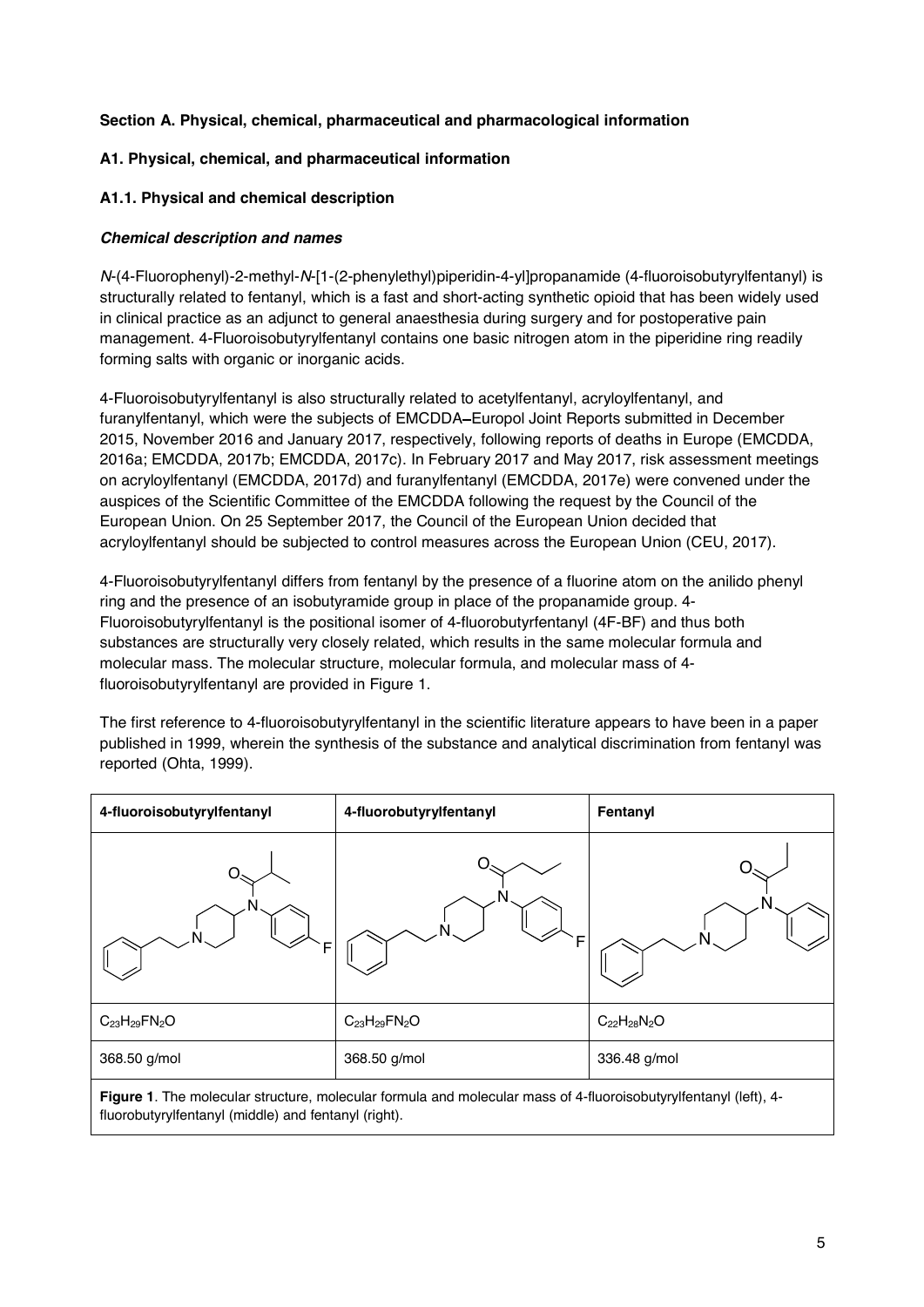### Section A. Physical, chemical, pharmaceutical and pharmacological information

### A1. Physical, chemical, and pharmaceutical information

### A1.1. Physical and chemical description

#### *Chemical description and names*

*N*-(4-Fluorophenyl)-2-methyl-*N*-[1-(2-phenylethyl)piperidin-4-yl]propanamide (4-fluoroisobutyrylfentanyl) is structurally related to fentanyl, which is a fast and short-acting synthetic opioid that has been widely used in clinical practice as an adjunct to general anaesthesia during surgery and for postoperative pain management. 4-Fluoroisobutyrylfentanyl contains one basic nitrogen atom in the piperidine ring readily forming salts with organic or inorganic acids.

4-Fluoroisobutyrylfentanyl is also structurally related to acetylfentanyl, acryloylfentanyl, and furanylfentanyl, which were the subjects of EMCDDA–Europol Joint Reports submitted in December 2015, November 2016 and January 2017, respectively, following reports of deaths in Europe (EMCDDA, 2016a; EMCDDA, 2017b; EMCDDA, 2017c). In February 2017 and May 2017, risk assessment meetings on acryloylfentanyl (EMCDDA, 2017d) and furanylfentanyl (EMCDDA, 2017e) were convened under the auspices of the Scientific Committee of the EMCDDA following the request by the Council of the European Union. On 25 September 2017, the Council of the European Union decided that acryloylfentanyl should be subjected to control measures across the European Union (CEU, 2017).

4-Fluoroisobutyrylfentanyl differs from fentanyl by the presence of a fluorine atom on the anilido phenyl ring and the presence of an isobutyramide group in place of the propanamide group. 4-Fluoroisobutyrylfentanyl is the positional isomer of 4-fluorobutyrfentanyl (4F-BF) and thus both substances are structurally very closely related, which results in the same molecular formula and molecular mass. The molecular structure, molecular formula, and molecular mass of 4-fluoroisobutyrylfentanyl are provided in Figure 1.

The first reference to 4-fluoroisobutyrylfentanyl in the scientific literature appears to have been in a paper published in 1999, wherein the synthesis of the substance and analytical discrimination from fentanyl was reported (Ohta, 1999).

| 4-fluoroisobutyrylfentanyl | 4-fluorobutyrylfentanyl | Fentanyl |
|---|---|---|
| | | |
| $C_{23}H_{29}FN_2O$ | $C_{23}H_{29}FN_2O$ | $C_{22}H_{28}N_2O$ |
| 368.50 g/mol | 368.50 g/mol | 336.48 g/mol |

**Figure 1**. The molecular structure, molecular formula and molecular mass of 4-fluoroisobutyrylfentanyl (left), 4-fluorobutyrylfentanyl (middle) and fentanyl (right).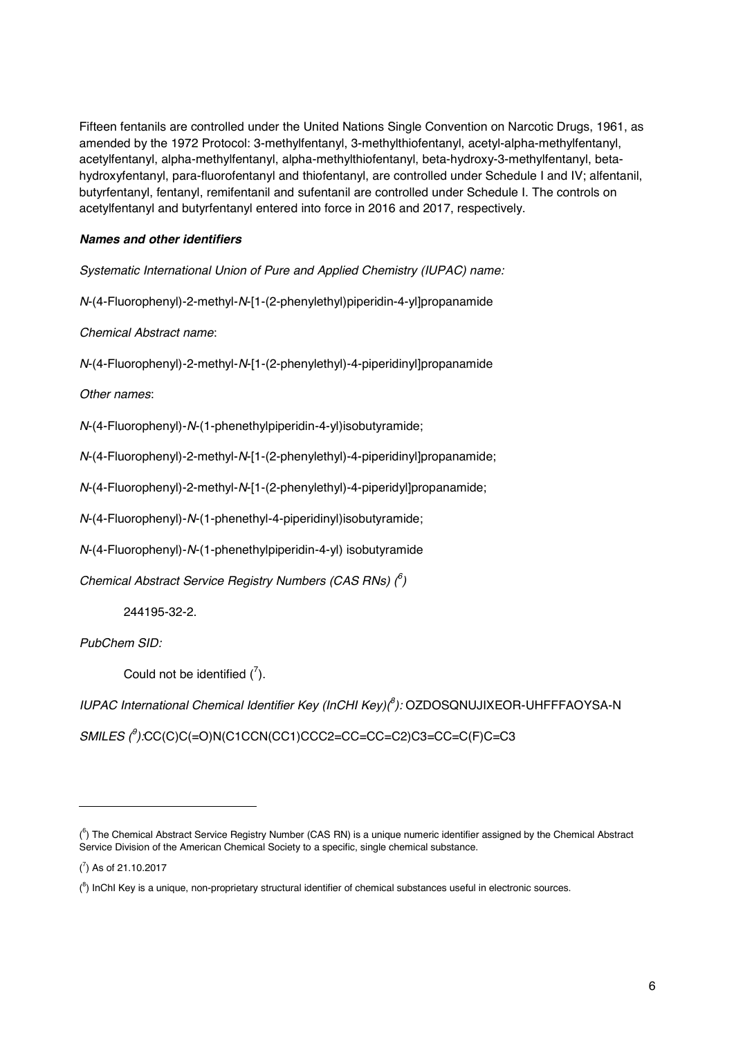Fifteen fentanils are controlled under the United Nations Single Convention on Narcotic Drugs, 1961, as amended by the 1972 Protocol: 3-methylfentanyl, 3-methylthiofentanyl, acetyl-alpha-methylfentanyl, acetylfentanyl, alpha-methylfentanyl, alpha-methylthiofentanyl, beta-hydroxy-3-methylfentanyl, beta-hydroxyfentanyl, para-fluorofentanyl and thiofentanyl, are controlled under Schedule I and IV; alfentanil, butyrfentanyl, fentanyl, remifentanil and sufentanil are controlled under Schedule I. The controls on acetylfentanyl and butyrfentanyl entered into force in 2016 and 2017, respectively.

***Names and other identifiers***

*Systematic International Union of Pure and Applied Chemistry (IUPAC) name:*

*N*-(4-Fluorophenyl)-2-methyl-*N*-[1-(2-phenylethyl)piperidin-4-yl]propanamide

*Chemical Abstract name*:

*N*-(4-Fluorophenyl)-2-methyl-*N*-[1-(2-phenylethyl)-4-piperidinyl]propanamide

*Other names*:

*N*-(4-Fluorophenyl)-*N*-(1-phenethylpiperidin-4-yl)isobutyramide;

*N*-(4-Fluorophenyl)-2-methyl-*N*-[1-(2-phenylethyl)-4-piperidinyl]propanamide;

*N*-(4-Fluorophenyl)-2-methyl-*N*-[1-(2-phenylethyl)-4-piperidyl]propanamide;

*N*-(4-Fluorophenyl)-*N*-(1-phenethyl-4-piperidinyl)isobutyramide;

*N*-(4-Fluorophenyl)-*N*-(1-phenethylpiperidin-4-yl) isobutyramide

*Chemical Abstract Service Registry Numbers (CAS RNs)* [6]

244195-32-2.

*PubChem SID:*

Could not be identified [7].

*IUPAC International Chemical Identifier Key (InCHI Key)*[8]*:* OZDOSQNUJIXEOR-UHFFFAOYSA-N

*SMILES* [9]*:*CC(C)C(=O)N(C1CCN(CC1)CCC2=CC=CC=C2)C3=CC=C(F)C=C3

---

[6] The Chemical Abstract Service Registry Number (CAS RN) is a unique numeric identifier assigned by the Chemical Abstract Service Division of the American Chemical Society to a specific, single chemical substance.

[7] As of 21.10.2017

[8] InChI Key is a unique, non-proprietary structural identifier of chemical substances useful in electronic sources.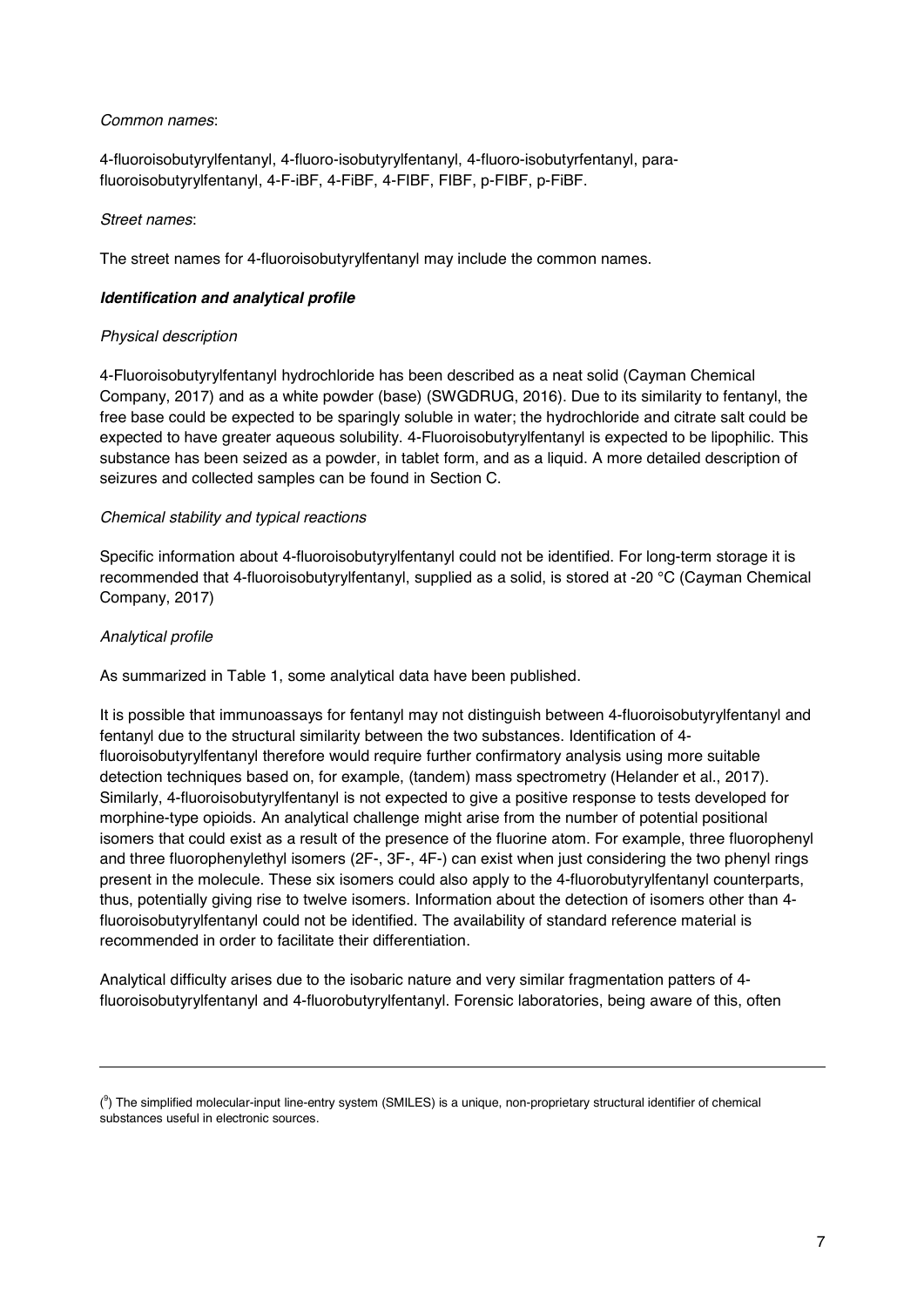*Common names*:

4-fluoroisobutyrylfentanyl, 4-fluoro-isobutyrylfentanyl, 4-fluoro-isobutyrfentanyl, para-fluoroisobutyrylfentanyl, 4-F-iBF, 4-FiBF, 4-FIBF, FIBF, p-FIBF, p-FiBF.

*Street names*:

The street names for 4-fluoroisobutyrylfentanyl may include the common names.

***Identification and analytical profile***

*Physical description*

4-Fluoroisobutyrylfentanyl hydrochloride has been described as a neat solid (Cayman Chemical Company, 2017) and as a white powder (base) (SWGDRUG, 2016). Due to its similarity to fentanyl, the free base could be expected to be sparingly soluble in water; the hydrochloride and citrate salt could be expected to have greater aqueous solubility. 4-Fluoroisobutyrylfentanyl is expected to be lipophilic. This substance has been seized as a powder, in tablet form, and as a liquid. A more detailed description of seizures and collected samples can be found in Section C.

*Chemical stability and typical reactions*

Specific information about 4-fluoroisobutyrylfentanyl could not be identified. For long-term storage it is recommended that 4-fluoroisobutyrylfentanyl, supplied as a solid, is stored at -20 °C (Cayman Chemical Company, 2017)

*Analytical profile*

As summarized in Table 1, some analytical data have been published.

It is possible that immunoassays for fentanyl may not distinguish between 4-fluoroisobutyrylfentanyl and fentanyl due to the structural similarity between the two substances. Identification of 4-fluoroisobutyrylfentanyl therefore would require further confirmatory analysis using more suitable detection techniques based on, for example, (tandem) mass spectrometry (Helander et al., 2017). Similarly, 4-fluoroisobutyrylfentanyl is not expected to give a positive response to tests developed for morphine-type opioids. An analytical challenge might arise from the number of potential positional isomers that could exist as a result of the presence of the fluorine atom. For example, three fluorophenyl and three fluorophenylethyl isomers (2F-, 3F-, 4F-) can exist when just considering the two phenyl rings present in the molecule. These six isomers could also apply to the 4-fluorobutyrylfentanyl counterparts, thus, potentially giving rise to twelve isomers. Information about the detection of isomers other than 4-fluoroisobutyrylfentanyl could not be identified. The availability of standard reference material is recommended in order to facilitate their differentiation.

Analytical difficulty arises due to the isobaric nature and very similar fragmentation patters of 4-fluoroisobutyrylfentanyl and 4-fluorobutyrylfentanyl. Forensic laboratories, being aware of this, often

---

([9]) The simplified molecular-input line-entry system (SMILES) is a unique, non-proprietary structural identifier of chemical substances useful in electronic sources.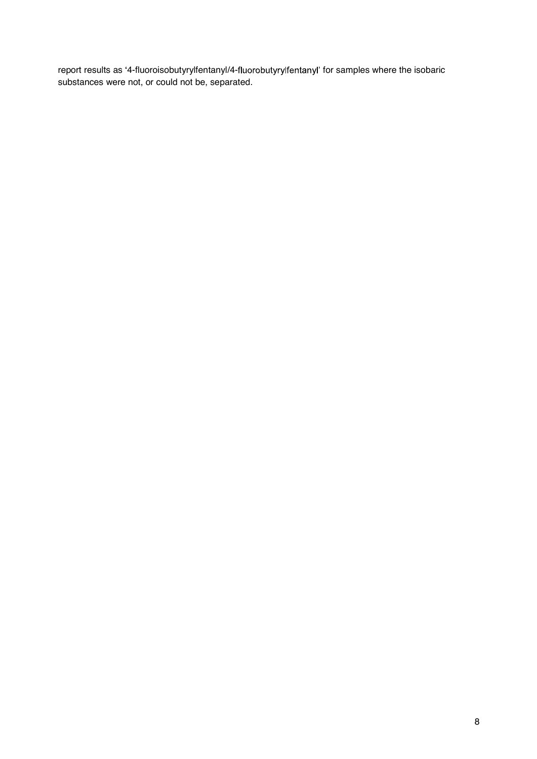report results as '4-fluoroisobutyrylfentanyl/4-fluorobutyrylfentanyl' for samples where the isobaric substances were not, or could not be, separated.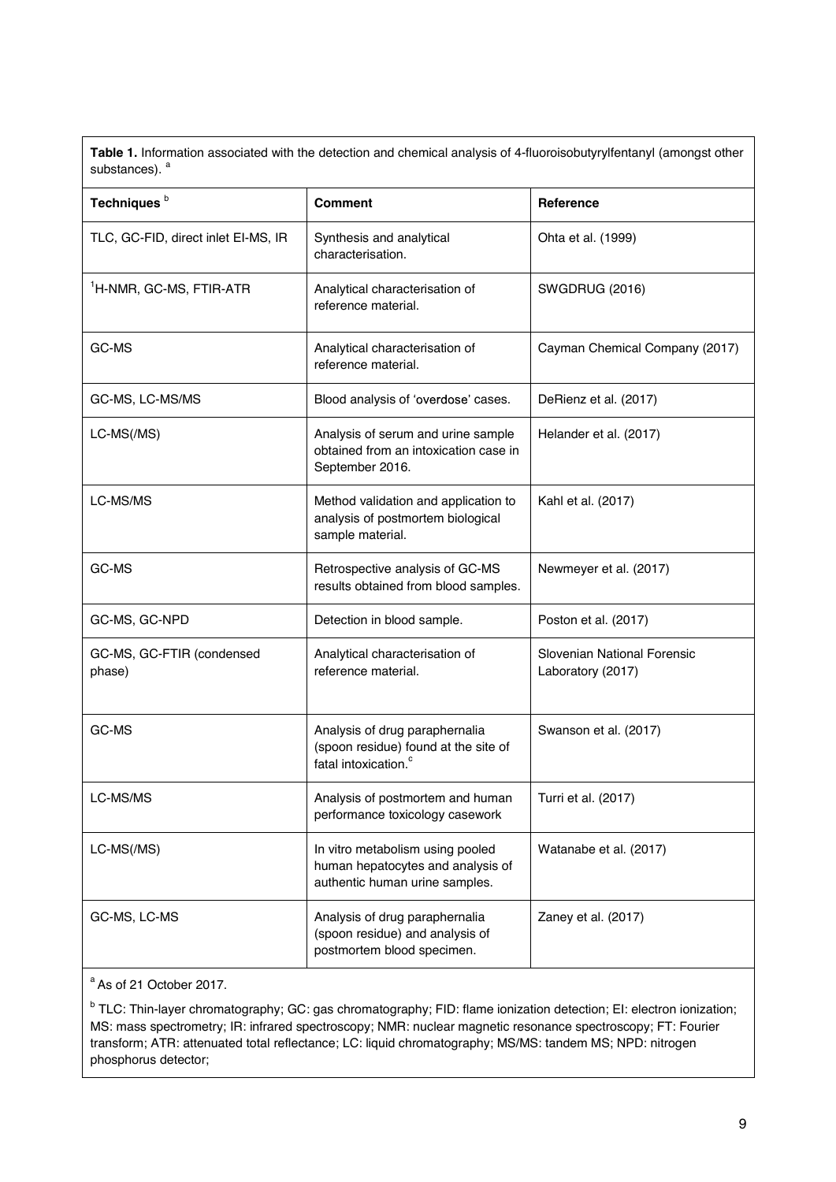**Table 1.** Information associated with the detection and chemical analysis of 4-fluoroisobutyrylfentanyl (amongst other substances). [a]

| Techniques [b] | Comment | Reference |
|---|---|---|
| TLC, GC-FID, direct inlet EI-MS, IR | Synthesis and analytical characterisation. | Ohta et al. (1999) |
| $^1$H-NMR, GC-MS, FTIR-ATR | Analytical characterisation of reference material. | SWGDRUG (2016) |
| GC-MS | Analytical characterisation of reference material. | Cayman Chemical Company (2017) |
| GC-MS, LC-MS/MS | Blood analysis of 'overdose' cases. | DeRienz et al. (2017) |
| LC-MS(/MS) | Analysis of serum and urine sample obtained from an intoxication case in September 2016. | Helander et al. (2017) |
| LC-MS/MS | Method validation and application to analysis of postmortem biological sample material. | Kahl et al. (2017) |
| GC-MS | Retrospective analysis of GC-MS results obtained from blood samples. | Newmeyer et al. (2017) |
| GC-MS, GC-NPD | Detection in blood sample. | Poston et al. (2017) |
| GC-MS, GC-FTIR (condensed phase) | Analytical characterisation of reference material. | Slovenian National Forensic Laboratory (2017) |
| GC-MS | Analysis of drug paraphernalia (spoon residue) found at the site of fatal intoxication.[c] | Swanson et al. (2017) |
| LC-MS/MS | Analysis of postmortem and human performance toxicology casework | Turri et al. (2017) |
| LC-MS(/MS) | In vitro metabolism using pooled human hepatocytes and analysis of authentic human urine samples. | Watanabe et al. (2017) |
| GC-MS, LC-MS | Analysis of drug paraphernalia (spoon residue) and analysis of postmortem blood specimen. | Zaney et al. (2017) |

[a] As of 21 October 2017.

[b] TLC: Thin-layer chromatography; GC: gas chromatography; FID: flame ionization detection; EI: electron ionization; MS: mass spectrometry; IR: infrared spectroscopy; NMR: nuclear magnetic resonance spectroscopy; FT: Fourier transform; ATR: attenuated total reflectance; LC: liquid chromatography; MS/MS: tandem MS; NPD: nitrogen phosphorus detector;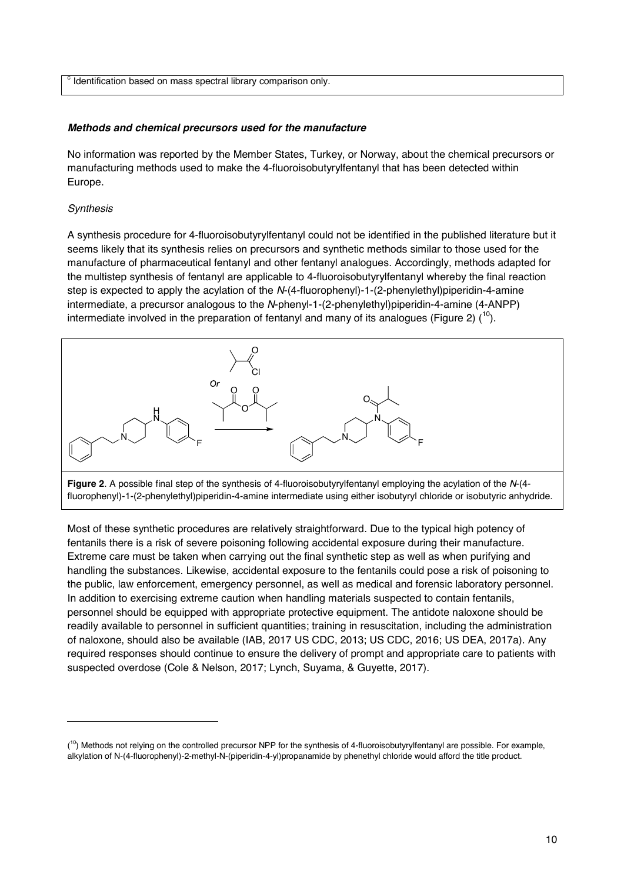[c] Identification based on mass spectral library comparison only.

***Methods and chemical precursors used for the manufacture***

No information was reported by the Member States, Turkey, or Norway, about the chemical precursors or manufacturing methods used to make the 4-fluoroisobutyrylfentanyl that has been detected within Europe.

*Synthesis*

A synthesis procedure for 4-fluoroisobutyrylfentanyl could not be identified in the published literature but it seems likely that its synthesis relies on precursors and synthetic methods similar to those used for the manufacture of pharmaceutical fentanyl and other fentanyl analogues. Accordingly, methods adapted for the multistep synthesis of fentanyl are applicable to 4-fluoroisobutyrylfentanyl whereby the final reaction step is expected to apply the acylation of the *N*-(4-fluorophenyl)-1-(2-phenylethyl)piperidin-4-amine intermediate, a precursor analogous to the *N*-phenyl-1-(2-phenylethyl)piperidin-4-amine (4-ANPP) intermediate involved in the preparation of fentanyl and many of its analogues (Figure 2) ([10]).

**Figure 2**. A possible final step of the synthesis of 4-fluoroisobutyrylfentanyl employing the acylation of the *N*-(4-fluorophenyl)-1-(2-phenylethyl)piperidin-4-amine intermediate using either isobutyryl chloride or isobutyric anhydride.

Most of these synthetic procedures are relatively straightforward. Due to the typical high potency of fentanils there is a risk of severe poisoning following accidental exposure during their manufacture. Extreme care must be taken when carrying out the final synthetic step as well as when purifying and handling the substances. Likewise, accidental exposure to the fentanils could pose a risk of poisoning to the public, law enforcement, emergency personnel, as well as medical and forensic laboratory personnel. In addition to exercising extreme caution when handling materials suspected to contain fentanils, personnel should be equipped with appropriate protective equipment. The antidote naloxone should be readily available to personnel in sufficient quantities; training in resuscitation, including the administration of naloxone, should also be available (IAB, 2017 US CDC, 2013; US CDC, 2016; US DEA, 2017a). Any required responses should continue to ensure the delivery of prompt and appropriate care to patients with suspected overdose (Cole & Nelson, 2017; Lynch, Suyama, & Guyette, 2017).

---

([10]) Methods not relying on the controlled precursor NPP for the synthesis of 4-fluoroisobutyrylfentanyl are possible. For example, alkylation of N-(4-fluorophenyl)-2-methyl-N-(piperidin-4-yl)propanamide by phenethyl chloride would afford the title product.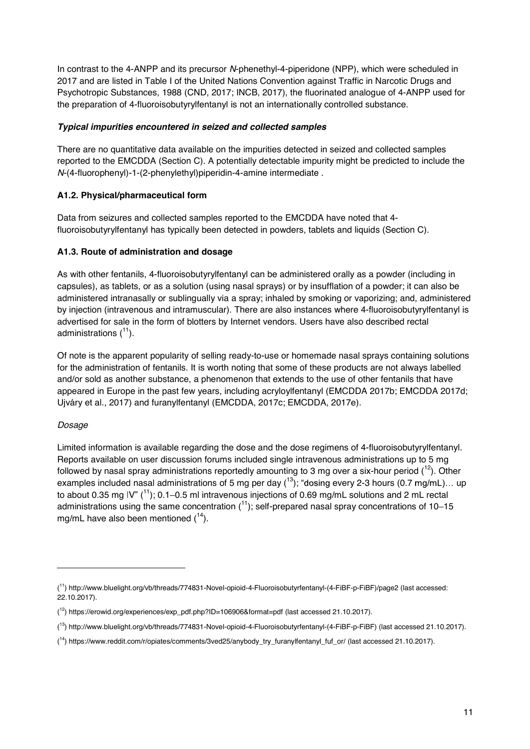In contrast to the 4-ANPP and its precursor *N*-phenethyl-4-piperidone (NPP), which were scheduled in 2017 and are listed in Table I of the United Nations Convention against Traffic in Narcotic Drugs and Psychotropic Substances, 1988 (CND, 2017; INCB, 2017), the fluorinated analogue of 4-ANPP used for the preparation of 4-fluoroisobutyrylfentanyl is not an internationally controlled substance.

#### *Typical impurities encountered in seized and collected samples*

There are no quantitative data available on the impurities detected in seized and collected samples reported to the EMCDDA (Section C). A potentially detectable impurity might be predicted to include the *N*-(4-fluorophenyl)-1-(2-phenylethyl)piperidin-4-amine intermediate .

### A1.2. Physical/pharmaceutical form

Data from seizures and collected samples reported to the EMCDDA have noted that 4-fluoroisobutyrylfentanyl has typically been detected in powders, tablets and liquids (Section C).

### A1.3. Route of administration and dosage

As with other fentanils, 4-fluoroisobutyrylfentanyl can be administered orally as a powder (including in capsules), as tablets, or as a solution (using nasal sprays) or by insufflation of a powder; it can also be administered intranasally or sublingually via a spray; inhaled by smoking or vaporizing; and, administered by injection (intravenous and intramuscular). There are also instances where 4-fluoroisobutyrylfentanyl is advertised for sale in the form of blotters by Internet vendors. Users have also described rectal administrations ([11]).

Of note is the apparent popularity of selling ready-to-use or homemade nasal sprays containing solutions for the administration of fentanils. It is worth noting that some of these products are not always labelled and/or sold as another substance, a phenomenon that extends to the use of other fentanils that have appeared in Europe in the past few years, including acryloylfentanyl (EMCDDA 2017b; EMCDDA 2017d; Ujváry et al., 2017) and furanylfentanyl (EMCDDA, 2017c; EMCDDA, 2017e).

#### *Dosage*

Limited information is available regarding the dose and the dose regimens of 4-fluoroisobutyrylfentanyl. Reports available on user discussion forums included single intravenous administrations up to 5 mg followed by nasal spray administrations reportedly amounting to 3 mg over a six-hour period ([12]). Other examples included nasal administrations of 5 mg per day ([13]); "dosing every 2-3 hours (0.7 mg/mL)… up to about 0.35 mg IV" ([11]); 0.1–0.5 ml intravenous injections of 0.69 mg/mL solutions and 2 mL rectal administrations using the same concentration ([11]); self-prepared nasal spray concentrations of 10–15 mg/mL have also been mentioned ([14]).

---

([11]) http://www.bluelight.org/vb/threads/774831-Novel-opioid-4-Fluoroisobutyrfentanyl-(4-FiBF-p-FiBF)/page2 (last accessed: 22.10.2017).

([12]) https://erowid.org/experiences/exp_pdf.php?ID=106906&format=pdf (last accessed 21.10.2017).

([13]) http://www.bluelight.org/vb/threads/774831-Novel-opioid-4-Fluoroisobutyrfentanyl-(4-FiBF-p-FiBF) (last accessed 21.10.2017).

([14]) https://www.reddit.com/r/opiates/comments/3ved25/anybody_try_furanylfentanyl_fuf_or/ (last accessed 21.10.2017).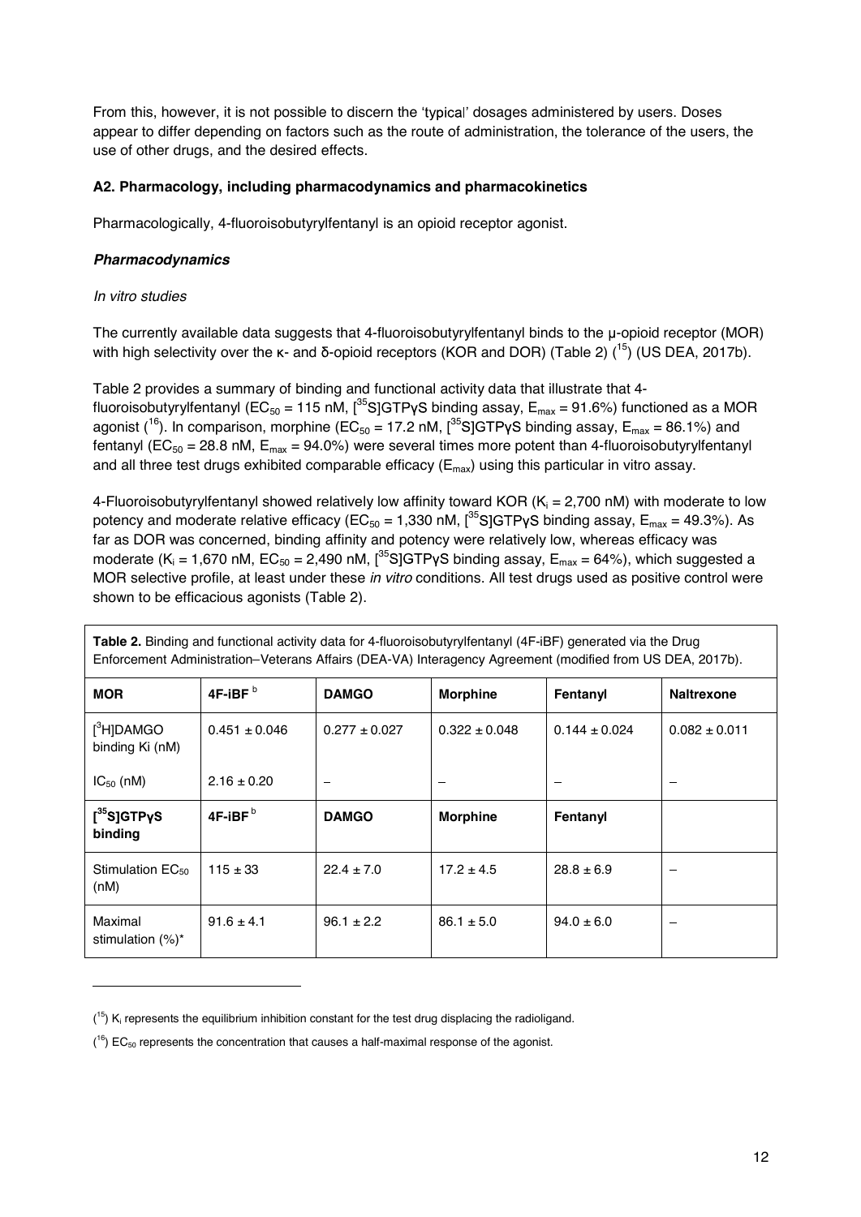From this, however, it is not possible to discern the 'typical' dosages administered by users. Doses appear to differ depending on factors such as the route of administration, the tolerance of the users, the use of other drugs, and the desired effects.

### A2. Pharmacology, including pharmacodynamics and pharmacokinetics

Pharmacologically, 4-fluoroisobutyrylfentanyl is an opioid receptor agonist.

#### *Pharmacodynamics*

*In vitro studies*

The currently available data suggests that 4-fluoroisobutyrylfentanyl binds to the μ-opioid receptor (MOR) with high selectivity over the κ- and δ-opioid receptors (KOR and DOR) (Table 2) ([15]) (US DEA, 2017b).

Table 2 provides a summary of binding and functional activity data that illustrate that 4-fluoroisobutyrylfentanyl ($EC_{50}$ = 115 nM, [$^{35}$S]GTPγS binding assay, $E_{max}$ = 91.6%) functioned as a MOR agonist ([16]). In comparison, morphine ($EC_{50}$ = 17.2 nM, [$^{35}$S]GTPγS binding assay, $E_{max}$ = 86.1%) and fentanyl ($EC_{50}$ = 28.8 nM, $E_{max}$ = 94.0%) were several times more potent than 4-fluoroisobutyrylfentanyl and all three test drugs exhibited comparable efficacy ($E_{max}$) using this particular in vitro assay.

4-Fluoroisobutyrylfentanyl showed relatively low affinity toward KOR ($K_i$ = 2,700 nM) with moderate to low potency and moderate relative efficacy ($EC_{50}$ = 1,330 nM, [$^{35}$S]GTPγS binding assay, $E_{max}$ = 49.3%). As far as DOR was concerned, binding affinity and potency were relatively low, whereas efficacy was moderate ($K_i$ = 1,670 nM, $EC_{50}$ = 2,490 nM, [$^{35}$S]GTPγS binding assay, $E_{max}$ = 64%), which suggested a MOR selective profile, at least under these *in vitro* conditions. All test drugs used as positive control were shown to be efficacious agonists (Table 2).

**Table 2.** Binding and functional activity data for 4-fluoroisobutyrylfentanyl (4F-iBF) generated via the Drug Enforcement Administration–Veterans Affairs (DEA-VA) Interagency Agreement (modified from US DEA, 2017b).

| **MOR** | **4F-iBF** [b] | **DAMGO** | **Morphine** | **Fentanyl** | **Naltrexone** |
|---|---|---|---|---|---|
| [$^{3}$H]DAMGO binding Ki (nM) | 0.451 ± 0.046 | 0.277 ± 0.027 | 0.322 ± 0.048 | 0.144 ± 0.024 | 0.082 ± 0.011 |
| $IC_{50}$ (nM) | 2.16 ± 0.20 | – | – | – | – |
| **[$^{35}$S]GTPγS binding** | **4F-iBF** [b] | **DAMGO** | **Morphine** | **Fentanyl** | |
| Stimulation $EC_{50}$ (nM) | 115 ± 33 | 22.4 ± 7.0 | 17.2 ± 4.5 | 28.8 ± 6.9 | – |
| Maximal stimulation (%)* | 91.6 ± 4.1 | 96.1 ± 2.2 | 86.1 ± 5.0 | 94.0 ± 6.0 | – |

([15]) $K_i$ represents the equilibrium inhibition constant for the test drug displacing the radioligand.

([16]) $EC_{50}$ represents the concentration that causes a half-maximal response of the agonist.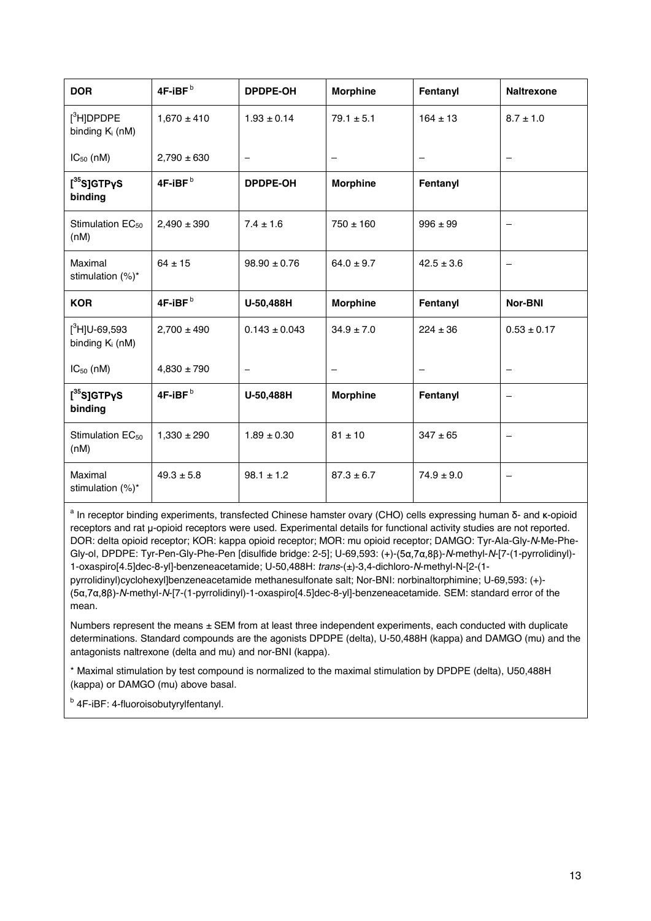| DOR | 4F-iBF [b] | DPDPE-OH | Morphine | Fentanyl | Naltrexone |
|---|---|---|---|---|---|
| [$^{3}$H]DPDPE binding $K_i$ (nM) | 1,670 ± 410 | 1.93 ± 0.14 | 79.1 ± 5.1 | 164 ± 13 | 8.7 ± 1.0 |
| $IC_{50}$ (nM) | 2,790 ± 630 | – | – | – | – |
| **[$^{35}$S]GTPγS binding** | **4F-iBF [b]** | **DPDPE-OH** | **Morphine** | **Fentanyl** | |
| Stimulation $EC_{50}$ (nM) | 2,490 ± 390 | 7.4 ± 1.6 | 750 ± 160 | 996 ± 99 | – |
| Maximal stimulation (%)* | 64 ± 15 | 98.90 ± 0.76 | 64.0 ± 9.7 | 42.5 ± 3.6 | – |
| **KOR** | **4F-iBF [b]** | **U-50,488H** | **Morphine** | **Fentanyl** | **Nor-BNI** |
| [$^{3}$H]U-69,593 binding $K_i$ (nM) | 2,700 ± 490 | 0.143 ± 0.043 | 34.9 ± 7.0 | 224 ± 36 | 0.53 ± 0.17 |
| $IC_{50}$ (nM) | 4,830 ± 790 | – | – | – | – |
| **[$^{35}$S]GTPγS binding** | **4F-iBF [b]** | **U-50,488H** | **Morphine** | **Fentanyl** | – |
| Stimulation $EC_{50}$ (nM) | 1,330 ± 290 | 1.89 ± 0.30 | 81 ± 10 | 347 ± 65 | – |
| Maximal stimulation (%)* | 49.3 ± 5.8 | 98.1 ± 1.2 | 87.3 ± 6.7 | 74.9 ± 9.0 | – |

[a] In receptor binding experiments, transfected Chinese hamster ovary (CHO) cells expressing human δ- and κ-opioid receptors and rat μ-opioid receptors were used. Experimental details for functional activity studies are not reported. DOR: delta opioid receptor; KOR: kappa opioid receptor; MOR: mu opioid receptor; DAMGO: Tyr-Ala-Gly-*N*-Me-Phe-Gly-ol, DPDPE: Tyr-Pen-Gly-Phe-Pen [disulfide bridge: 2-5]; U-69,593: (+)-(5α,7α,8β)-*N*-methyl-*N*-[7-(1-pyrrolidinyl)-1-oxaspiro[4.5]dec-8-yl]-benzeneacetamide; U-50,488H: *trans*-(±)-3,4-dichloro-*N*-methyl-N-[2-(1-pyrrolidinyl)cyclohexyl]benzeneacetamide methanesulfonate salt; Nor-BNI: norbinaltorphimine; U-69,593: (+)-(5α,7α,8β)-*N*-methyl-*N*-[7-(1-pyrrolidinyl)-1-oxaspiro[4.5]dec-8-yl]-benzeneacetamide. SEM: standard error of the mean.

Numbers represent the means ± SEM from at least three independent experiments, each conducted with duplicate determinations. Standard compounds are the agonists DPDPE (delta), U-50,488H (kappa) and DAMGO (mu) and the antagonists naltrexone (delta and mu) and nor-BNI (kappa).

* Maximal stimulation by test compound is normalized to the maximal stimulation by DPDPE (delta), U50,488H (kappa) or DAMGO (mu) above basal.

[b] 4F-iBF: 4-fluoroisobutyrylfentanyl.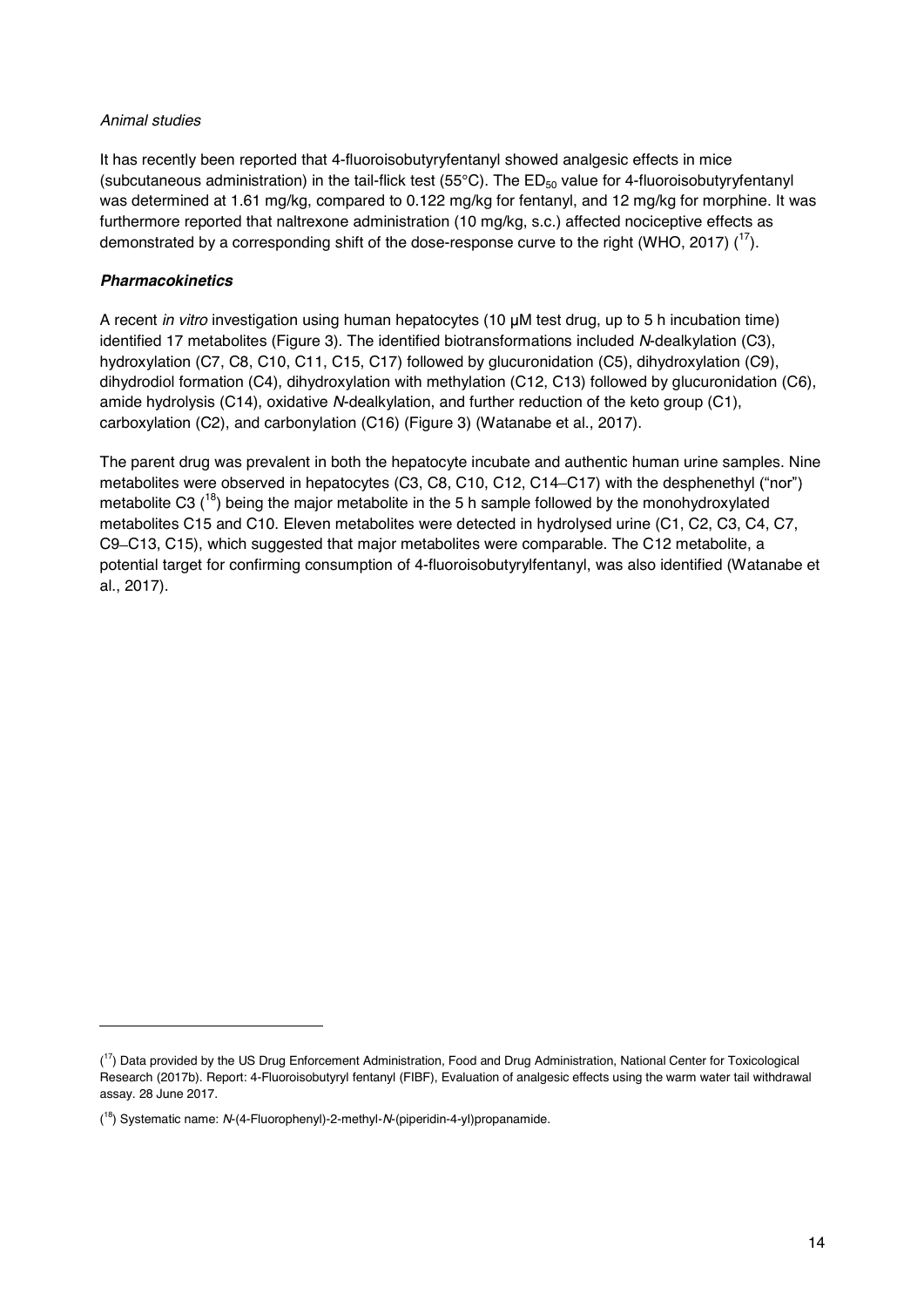*Animal studies*

It has recently been reported that 4-fluoroisobutyryfentanyl showed analgesic effects in mice (subcutaneous administration) in the tail-flick test (55°C). The $ED_{50}$ value for 4-fluoroisobutyryfentanyl was determined at 1.61 mg/kg, compared to 0.122 mg/kg for fentanyl, and 12 mg/kg for morphine. It was furthermore reported that naltrexone administration (10 mg/kg, s.c.) affected nociceptive effects as demonstrated by a corresponding shift of the dose-response curve to the right (WHO, 2017) ([17]).

### ***Pharmacokinetics***

A recent *in vitro* investigation using human hepatocytes (10 μM test drug, up to 5 h incubation time) identified 17 metabolites (Figure 3). The identified biotransformations included *N*-dealkylation (C3), hydroxylation (C7, C8, C10, C11, C15, C17) followed by glucuronidation (C5), dihydroxylation (C9), dihydrodiol formation (C4), dihydroxylation with methylation (C12, C13) followed by glucuronidation (C6), amide hydrolysis (C14), oxidative *N*-dealkylation, and further reduction of the keto group (C1), carboxylation (C2), and carbonylation (C16) (Figure 3) (Watanabe et al., 2017).

The parent drug was prevalent in both the hepatocyte incubate and authentic human urine samples. Nine metabolites were observed in hepatocytes (C3, C8, C10, C12, C14–C17) with the desphenethyl ("nor") metabolite C3 ([18]) being the major metabolite in the 5 h sample followed by the monohydroxylated metabolites C15 and C10. Eleven metabolites were detected in hydrolysed urine (C1, C2, C3, C4, C7, C9–C13, C15), which suggested that major metabolites were comparable. The C12 metabolite, a potential target for confirming consumption of 4-fluoroisobutyrylfentanyl, was also identified (Watanabe et al., 2017).

---

([17]) Data provided by the US Drug Enforcement Administration, Food and Drug Administration, National Center for Toxicological Research (2017b). Report: 4-Fluoroisobutyryl fentanyl (FIBF), Evaluation of analgesic effects using the warm water tail withdrawal assay. 28 June 2017.

([18]) Systematic name: *N*-(4-Fluorophenyl)-2-methyl-*N*-(piperidin-4-yl)propanamide.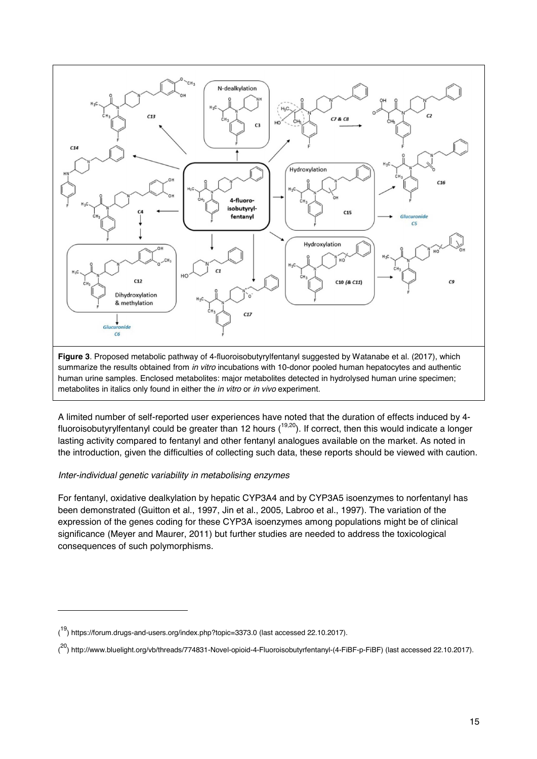**Figure 3**. Proposed metabolic pathway of 4-fluoroisobutyrylfentanyl suggested by Watanabe et al. (2017), which summarize the results obtained from *in vitro* incubations with 10-donor pooled human hepatocytes and authentic human urine samples. Enclosed metabolites: major metabolites detected in hydrolysed human urine specimen; metabolites in italics only found in either the *in vitro* or *in vivo* experiment.

A limited number of self-reported user experiences have noted that the duration of effects induced by 4-fluoroisobutyrylfentanyl could be greater than 12 hours ([19,20]). If correct, then this would indicate a longer lasting activity compared to fentanyl and other fentanyl analogues available on the market. As noted in the introduction, given the difficulties of collecting such data, these reports should be viewed with caution.

*Inter-individual genetic variability in metabolising enzymes*

For fentanyl, oxidative dealkylation by hepatic CYP3A4 and by CYP3A5 isoenzymes to norfentanyl has been demonstrated (Guitton et al., 1997, Jin et al., 2005, Labroo et al., 1997). The variation of the expression of the genes coding for these CYP3A isoenzymes among populations might be of clinical significance (Meyer and Maurer, 2011) but further studies are needed to address the toxicological consequences of such polymorphisms.

---

([19]) https://forum.drugs-and-users.org/index.php?topic=3373.0 (last accessed 22.10.2017).

([20]) http://www.bluelight.org/vb/threads/774831-Novel-opioid-4-Fluoroisobutyrfentanyl-(4-FiBF-p-FiBF) (last accessed 22.10.2017).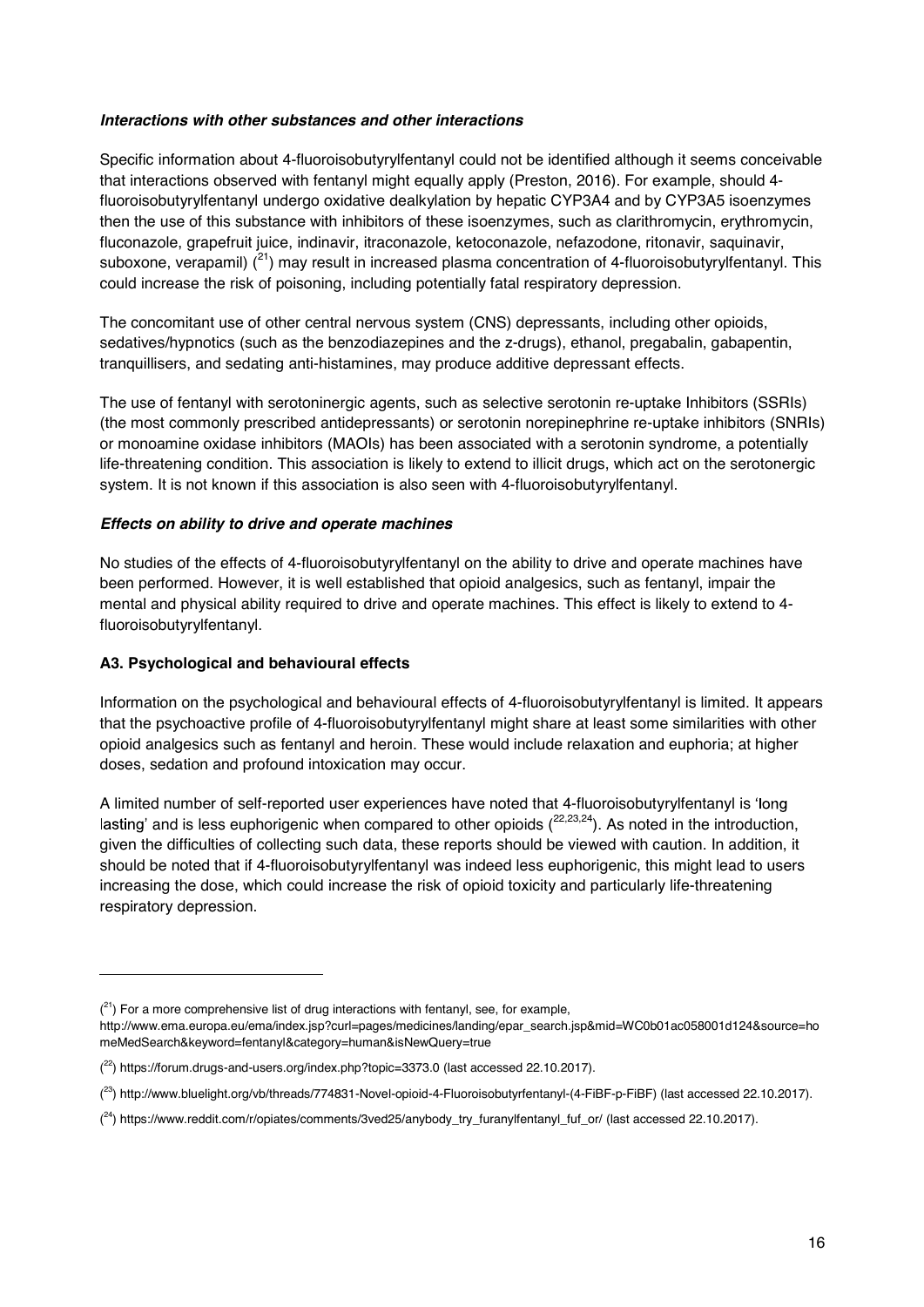***Interactions with other substances and other interactions***

Specific information about 4-fluoroisobutyrylfentanyl could not be identified although it seems conceivable that interactions observed with fentanyl might equally apply (Preston, 2016). For example, should 4-fluoroisobutyrylfentanyl undergo oxidative dealkylation by hepatic CYP3A4 and by CYP3A5 isoenzymes then the use of this substance with inhibitors of these isoenzymes, such as clarithromycin, erythromycin, fluconazole, grapefruit juice, indinavir, itraconazole, ketoconazole, nefazodone, ritonavir, saquinavir, suboxone, verapamil) ([21]) may result in increased plasma concentration of 4-fluoroisobutyrylfentanyl. This could increase the risk of poisoning, including potentially fatal respiratory depression.

The concomitant use of other central nervous system (CNS) depressants, including other opioids, sedatives/hypnotics (such as the benzodiazepines and the z-drugs), ethanol, pregabalin, gabapentin, tranquillisers, and sedating anti-histamines, may produce additive depressant effects.

The use of fentanyl with serotoninergic agents, such as selective serotonin re-uptake Inhibitors (SSRIs) (the most commonly prescribed antidepressants) or serotonin norepinephrine re-uptake inhibitors (SNRIs) or monoamine oxidase inhibitors (MAOIs) has been associated with a serotonin syndrome, a potentially life-threatening condition. This association is likely to extend to illicit drugs, which act on the serotonergic system. It is not known if this association is also seen with 4-fluoroisobutyrylfentanyl.

***Effects on ability to drive and operate machines***

No studies of the effects of 4-fluoroisobutyrylfentanyl on the ability to drive and operate machines have been performed. However, it is well established that opioid analgesics, such as fentanyl, impair the mental and physical ability required to drive and operate machines. This effect is likely to extend to 4-fluoroisobutyrylfentanyl.

**A3. Psychological and behavioural effects**

Information on the psychological and behavioural effects of 4-fluoroisobutyrylfentanyl is limited. It appears that the psychoactive profile of 4-fluoroisobutyrylfentanyl might share at least some similarities with other opioid analgesics such as fentanyl and heroin. These would include relaxation and euphoria; at higher doses, sedation and profound intoxication may occur.

A limited number of self-reported user experiences have noted that 4-fluoroisobutyrylfentanyl is 'long lasting' and is less euphorigenic when compared to other opioids ([22,23,24]). As noted in the introduction, given the difficulties of collecting such data, these reports should be viewed with caution. In addition, it should be noted that if 4-fluoroisobutyrylfentanyl was indeed less euphorigenic, this might lead to users increasing the dose, which could increase the risk of opioid toxicity and particularly life-threatening respiratory depression.

---

([21]) For a more comprehensive list of drug interactions with fentanyl, see, for example, http://www.ema.europa.eu/ema/index.jsp?curl=pages/medicines/landing/epar_search.jsp&mid=WC0b01ac058001d124&source=homeMedSearch&keyword=fentanyl&category=human&isNewQuery=true

([22]) https://forum.drugs-and-users.org/index.php?topic=3373.0 (last accessed 22.10.2017).

([23]) http://www.bluelight.org/vb/threads/774831-Novel-opioid-4-Fluoroisobutyrfentanyl-(4-FiBF-p-FiBF) (last accessed 22.10.2017).

([24]) https://www.reddit.com/r/opiates/comments/3ved25/anybody_try_furanylfentanyl_fuf_or/ (last accessed 22.10.2017).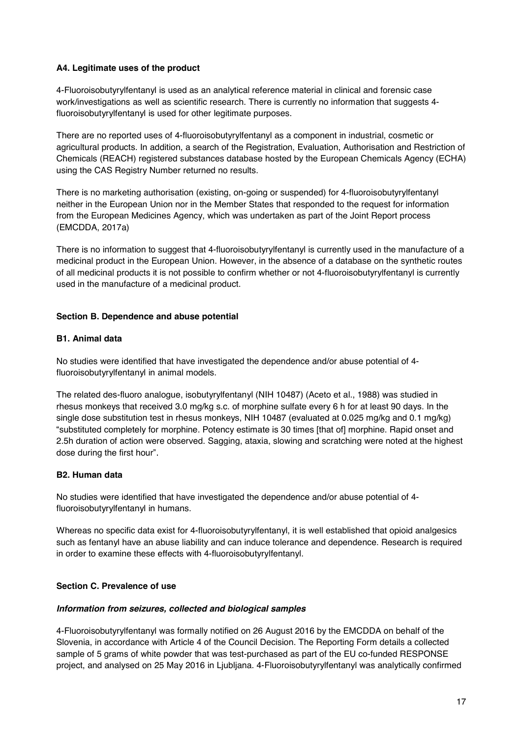### A4. Legitimate uses of the product

4-Fluoroisobutyrylfentanyl is used as an analytical reference material in clinical and forensic case work/investigations as well as scientific research. There is currently no information that suggests 4-fluoroisobutyrylfentanyl is used for other legitimate purposes.

There are no reported uses of 4-fluoroisobutyrylfentanyl as a component in industrial, cosmetic or agricultural products. In addition, a search of the Registration, Evaluation, Authorisation and Restriction of Chemicals (REACH) registered substances database hosted by the European Chemicals Agency (ECHA) using the CAS Registry Number returned no results.

There is no marketing authorisation (existing, on-going or suspended) for 4-fluoroisobutyrylfentanyl neither in the European Union nor in the Member States that responded to the request for information from the European Medicines Agency, which was undertaken as part of the Joint Report process (EMCDDA, 2017a)

There is no information to suggest that 4-fluoroisobutyrylfentanyl is currently used in the manufacture of a medicinal product in the European Union. However, in the absence of a database on the synthetic routes of all medicinal products it is not possible to confirm whether or not 4-fluoroisobutyrylfentanyl is currently used in the manufacture of a medicinal product.

## Section B. Dependence and abuse potential

### B1. Animal data

No studies were identified that have investigated the dependence and/or abuse potential of 4-fluoroisobutyrylfentanyl in animal models.

The related des-fluoro analogue, isobutyrylfentanyl (NIH 10487) (Aceto et al., 1988) was studied in rhesus monkeys that received 3.0 mg/kg s.c. of morphine sulfate every 6 h for at least 90 days. In the single dose substitution test in rhesus monkeys, NIH 10487 (evaluated at 0.025 mg/kg and 0.1 mg/kg) "substituted completely for morphine. Potency estimate is 30 times [that of] morphine. Rapid onset and 2.5h duration of action were observed. Sagging, ataxia, slowing and scratching were noted at the highest dose during the first hour".

### B2. Human data

No studies were identified that have investigated the dependence and/or abuse potential of 4-fluoroisobutyrylfentanyl in humans.

Whereas no specific data exist for 4-fluoroisobutyrylfentanyl, it is well established that opioid analgesics such as fentanyl have an abuse liability and can induce tolerance and dependence. Research is required in order to examine these effects with 4-fluoroisobutyrylfentanyl.

## Section C. Prevalence of use

***Information from seizures, collected and biological samples***

4-Fluoroisobutyrylfentanyl was formally notified on 26 August 2016 by the EMCDDA on behalf of the Slovenia, in accordance with Article 4 of the Council Decision. The Reporting Form details a collected sample of 5 grams of white powder that was test-purchased as part of the EU co-funded RESPONSE project, and analysed on 25 May 2016 in Ljubljana. 4-Fluoroisobutyrylfentanyl was analytically confirmed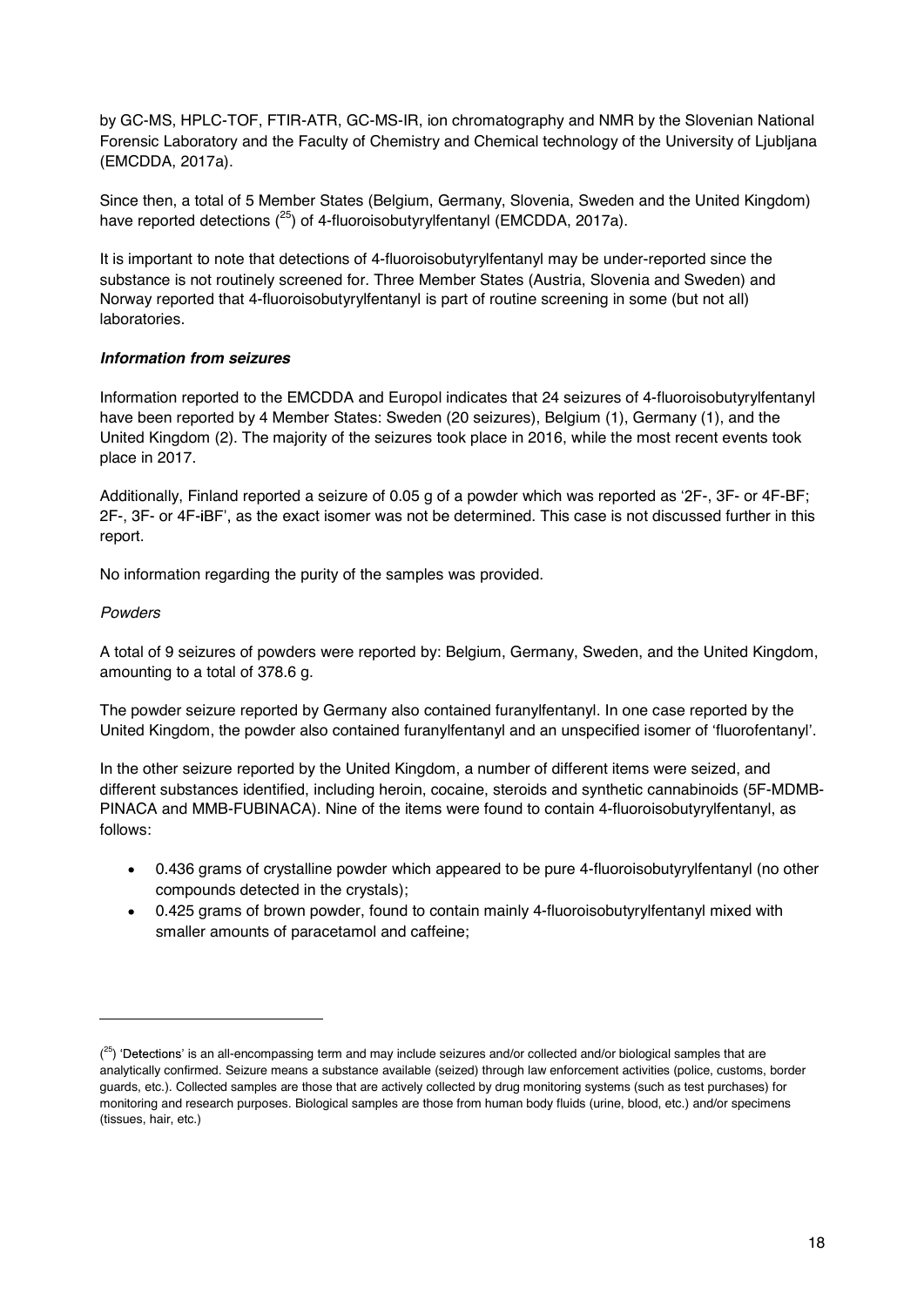by GC-MS, HPLC-TOF, FTIR-ATR, GC-MS-IR, ion chromatography and NMR by the Slovenian National Forensic Laboratory and the Faculty of Chemistry and Chemical technology of the University of Ljubljana (EMCDDA, 2017a).

Since then, a total of 5 Member States (Belgium, Germany, Slovenia, Sweden and the United Kingdom) have reported detections ([25]) of 4-fluoroisobutyrylfentanyl (EMCDDA, 2017a).

It is important to note that detections of 4-fluoroisobutyrylfentanyl may be under-reported since the substance is not routinely screened for. Three Member States (Austria, Slovenia and Sweden) and Norway reported that 4-fluoroisobutyrylfentanyl is part of routine screening in some (but not all) laboratories.

#### ***Information from seizures***

Information reported to the EMCDDA and Europol indicates that 24 seizures of 4-fluoroisobutyrylfentanyl have been reported by 4 Member States: Sweden (20 seizures), Belgium (1), Germany (1), and the United Kingdom (2). The majority of the seizures took place in 2016, while the most recent events took place in 2017.

Additionally, Finland reported a seizure of 0.05 g of a powder which was reported as '2F-, 3F- or 4F-BF; 2F-, 3F- or 4F-iBF', as the exact isomer was not be determined. This case is not discussed further in this report.

No information regarding the purity of the samples was provided.

*Powders*

A total of 9 seizures of powders were reported by: Belgium, Germany, Sweden, and the United Kingdom, amounting to a total of 378.6 g.

The powder seizure reported by Germany also contained furanylfentanyl. In one case reported by the United Kingdom, the powder also contained furanylfentanyl and an unspecified isomer of 'fluorofentanyl'.

In the other seizure reported by the United Kingdom, a number of different items were seized, and different substances identified, including heroin, cocaine, steroids and synthetic cannabinoids (5F-MDMB-PINACA and MMB-FUBINACA). Nine of the items were found to contain 4-fluoroisobutyrylfentanyl, as follows:

- 0.436 grams of crystalline powder which appeared to be pure 4-fluoroisobutyrylfentanyl (no other compounds detected in the crystals);
- 0.425 grams of brown powder, found to contain mainly 4-fluoroisobutyrylfentanyl mixed with smaller amounts of paracetamol and caffeine;

---

([25]) 'Detections' is an all-encompassing term and may include seizures and/or collected and/or biological samples that are analytically confirmed. Seizure means a substance available (seized) through law enforcement activities (police, customs, border guards, etc.). Collected samples are those that are actively collected by drug monitoring systems (such as test purchases) for monitoring and research purposes. Biological samples are those from human body fluids (urine, blood, etc.) and/or specimens (tissues, hair, etc.)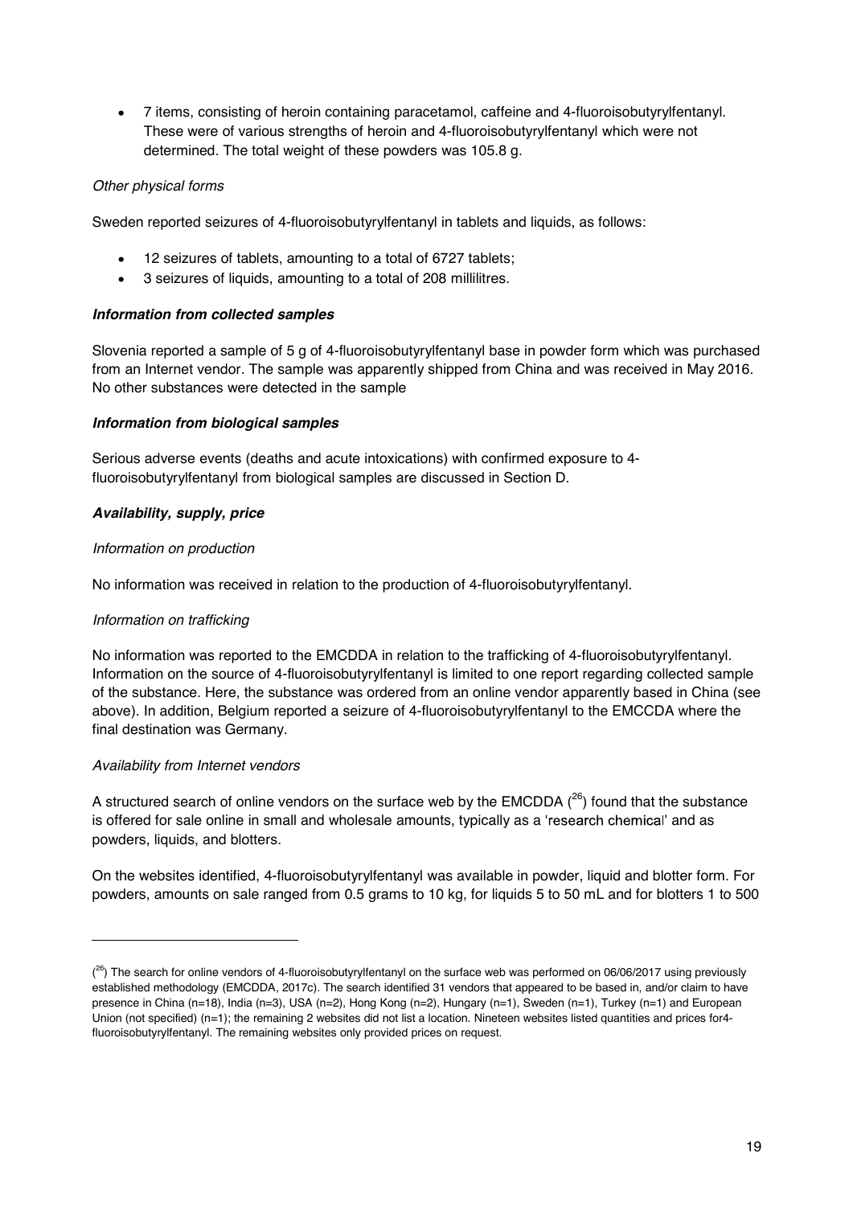- 7 items, consisting of heroin containing paracetamol, caffeine and 4-fluoroisobutyrylfentanyl. These were of various strengths of heroin and 4-fluoroisobutyrylfentanyl which were not determined. The total weight of these powders was 105.8 g.

*Other physical forms*

Sweden reported seizures of 4-fluoroisobutyrylfentanyl in tablets and liquids, as follows:

- 12 seizures of tablets, amounting to a total of 6727 tablets;
- 3 seizures of liquids, amounting to a total of 208 millilitres.

***Information from collected samples***

Slovenia reported a sample of 5 g of 4-fluoroisobutyrylfentanyl base in powder form which was purchased from an Internet vendor. The sample was apparently shipped from China and was received in May 2016. No other substances were detected in the sample

***Information from biological samples***

Serious adverse events (deaths and acute intoxications) with confirmed exposure to 4-fluoroisobutyrylfentanyl from biological samples are discussed in Section D.

***Availability, supply, price***

*Information on production*

No information was received in relation to the production of 4-fluoroisobutyrylfentanyl.

*Information on trafficking*

No information was reported to the EMCDDA in relation to the trafficking of 4-fluoroisobutyrylfentanyl. Information on the source of 4-fluoroisobutyrylfentanyl is limited to one report regarding collected sample of the substance. Here, the substance was ordered from an online vendor apparently based in China (see above). In addition, Belgium reported a seizure of 4-fluoroisobutyrylfentanyl to the EMCCDA where the final destination was Germany.

*Availability from Internet vendors*

A structured search of online vendors on the surface web by the EMCDDA ([26]) found that the substance is offered for sale online in small and wholesale amounts, typically as a 'research chemical' and as powders, liquids, and blotters.

On the websites identified, 4-fluoroisobutyrylfentanyl was available in powder, liquid and blotter form. For powders, amounts on sale ranged from 0.5 grams to 10 kg, for liquids 5 to 50 mL and for blotters 1 to 500

---

([26]) The search for online vendors of 4-fluoroisobutyrylfentanyl on the surface web was performed on 06/06/2017 using previously established methodology (EMCDDA, 2017c). The search identified 31 vendors that appeared to be based in, and/or claim to have presence in China (n=18), India (n=3), USA (n=2), Hong Kong (n=2), Hungary (n=1), Sweden (n=1), Turkey (n=1) and European Union (not specified) (n=1); the remaining 2 websites did not list a location. Nineteen websites listed quantities and prices for4-fluoroisobutyrylfentanyl. The remaining websites only provided prices on request.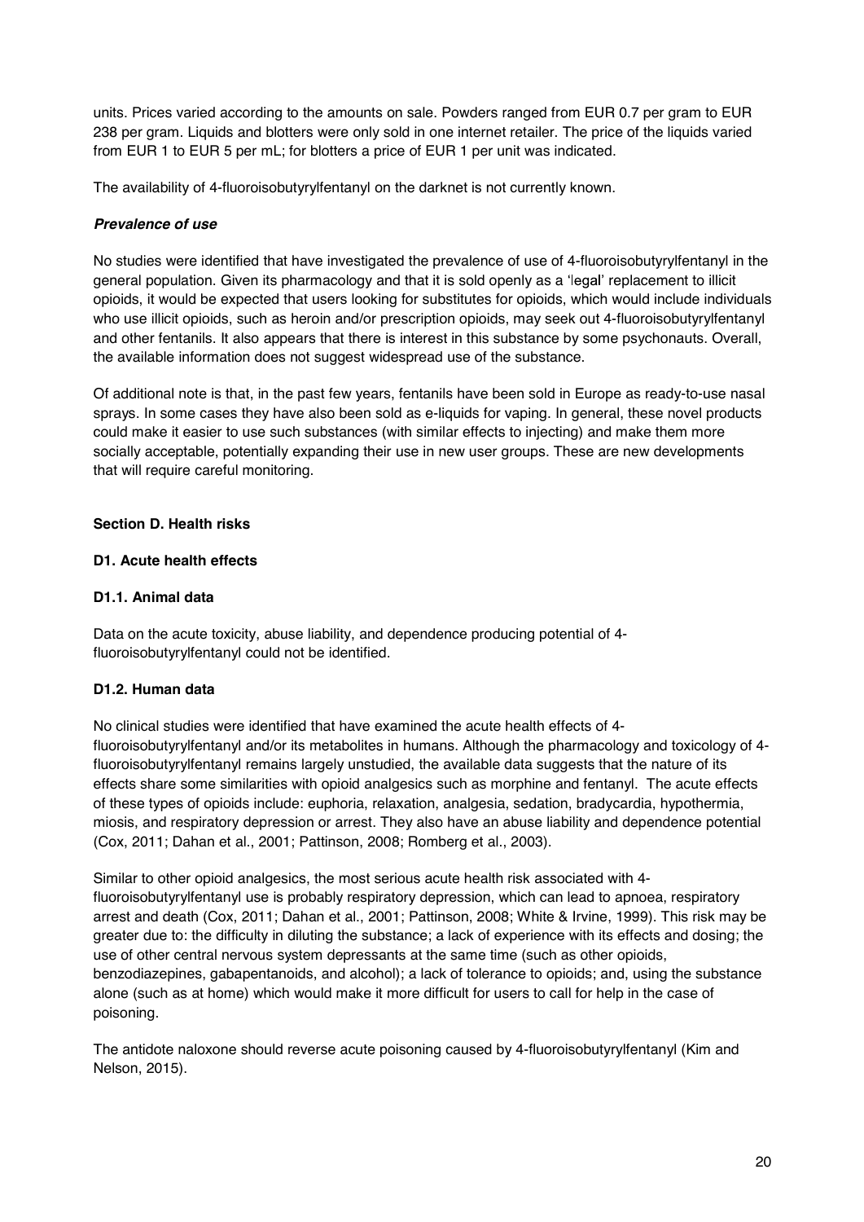units. Prices varied according to the amounts on sale. Powders ranged from EUR 0.7 per gram to EUR 238 per gram. Liquids and blotters were only sold in one internet retailer. The price of the liquids varied from EUR 1 to EUR 5 per mL; for blotters a price of EUR 1 per unit was indicated.

The availability of 4-fluoroisobutyrylfentanyl on the darknet is not currently known.

***Prevalence of use***

No studies were identified that have investigated the prevalence of use of 4-fluoroisobutyrylfentanyl in the general population. Given its pharmacology and that it is sold openly as a 'legal' replacement to illicit opioids, it would be expected that users looking for substitutes for opioids, which would include individuals who use illicit opioids, such as heroin and/or prescription opioids, may seek out 4-fluoroisobutyrylfentanyl and other fentanils. It also appears that there is interest in this substance by some psychonauts. Overall, the available information does not suggest widespread use of the substance.

Of additional note is that, in the past few years, fentanils have been sold in Europe as ready-to-use nasal sprays. In some cases they have also been sold as e-liquids for vaping. In general, these novel products could make it easier to use such substances (with similar effects to injecting) and make them more socially acceptable, potentially expanding their use in new user groups. These are new developments that will require careful monitoring.

## Section D. Health risks

### D1. Acute health effects

#### D1.1. Animal data

Data on the acute toxicity, abuse liability, and dependence producing potential of 4-fluoroisobutyrylfentanyl could not be identified.

#### D1.2. Human data

No clinical studies were identified that have examined the acute health effects of 4-fluoroisobutyrylfentanyl and/or its metabolites in humans. Although the pharmacology and toxicology of 4-fluoroisobutyrylfentanyl remains largely unstudied, the available data suggests that the nature of its effects share some similarities with opioid analgesics such as morphine and fentanyl. The acute effects of these types of opioids include: euphoria, relaxation, analgesia, sedation, bradycardia, hypothermia, miosis, and respiratory depression or arrest. They also have an abuse liability and dependence potential (Cox, 2011; Dahan et al., 2001; Pattinson, 2008; Romberg et al., 2003).

Similar to other opioid analgesics, the most serious acute health risk associated with 4-fluoroisobutyrylfentanyl use is probably respiratory depression, which can lead to apnoea, respiratory arrest and death (Cox, 2011; Dahan et al., 2001; Pattinson, 2008; White & Irvine, 1999). This risk may be greater due to: the difficulty in diluting the substance; a lack of experience with its effects and dosing; the use of other central nervous system depressants at the same time (such as other opioids, benzodiazepines, gabapentanoids, and alcohol); a lack of tolerance to opioids; and, using the substance alone (such as at home) which would make it more difficult for users to call for help in the case of poisoning.

The antidote naloxone should reverse acute poisoning caused by 4-fluoroisobutyrylfentanyl (Kim and Nelson, 2015).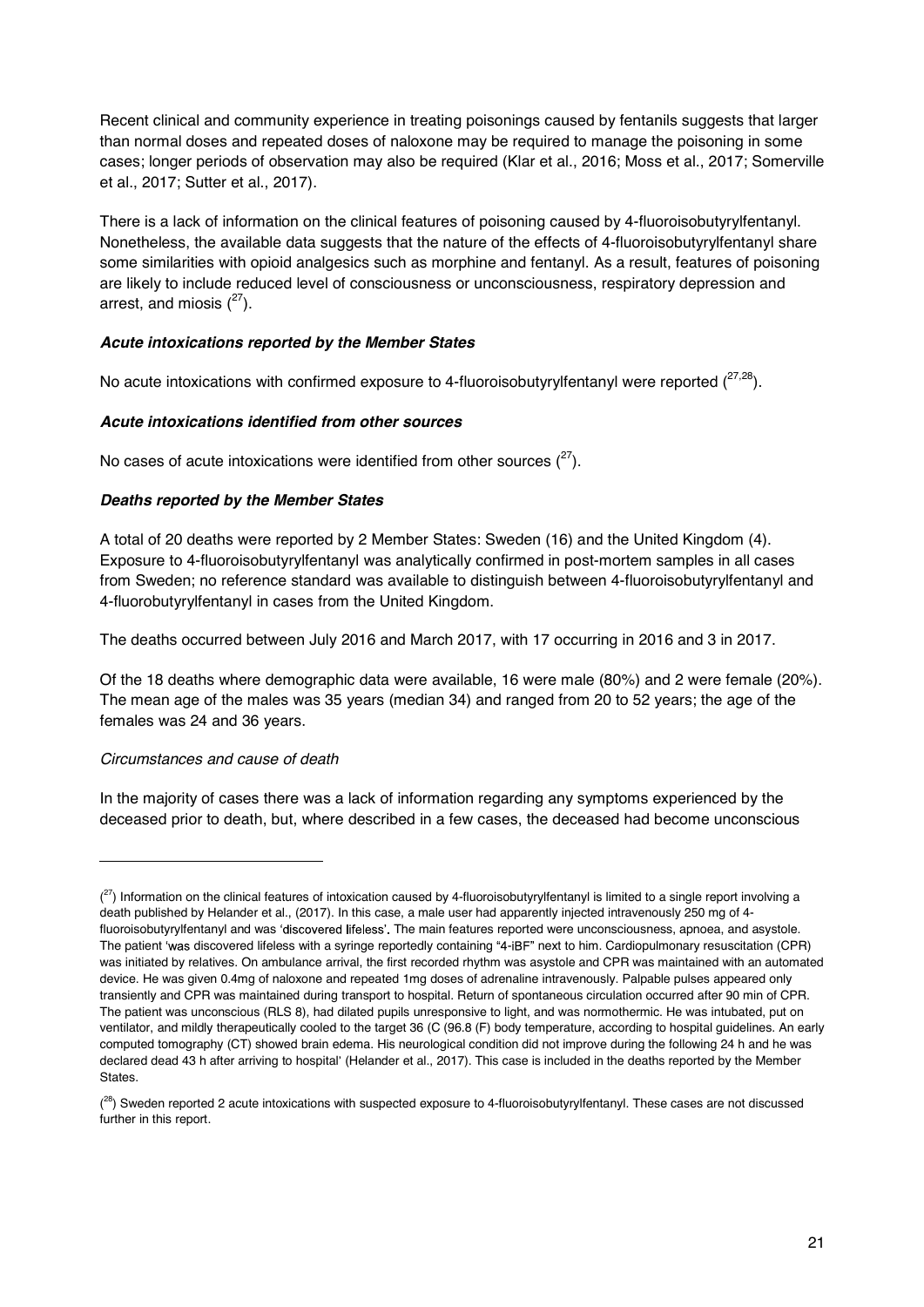Recent clinical and community experience in treating poisonings caused by fentanils suggests that larger than normal doses and repeated doses of naloxone may be required to manage the poisoning in some cases; longer periods of observation may also be required (Klar et al., 2016; Moss et al., 2017; Somerville et al., 2017; Sutter et al., 2017).

There is a lack of information on the clinical features of poisoning caused by 4-fluoroisobutyrylfentanyl. Nonetheless, the available data suggests that the nature of the effects of 4-fluoroisobutyrylfentanyl share some similarities with opioid analgesics such as morphine and fentanyl. As a result, features of poisoning are likely to include reduced level of consciousness or unconsciousness, respiratory depression and arrest, and miosis ([27]).

***Acute intoxications reported by the Member States***

No acute intoxications with confirmed exposure to 4-fluoroisobutyrylfentanyl were reported ([27,28]).

***Acute intoxications identified from other sources***

No cases of acute intoxications were identified from other sources ([27]).

***Deaths reported by the Member States***

A total of 20 deaths were reported by 2 Member States: Sweden (16) and the United Kingdom (4). Exposure to 4-fluoroisobutyrylfentanyl was analytically confirmed in post-mortem samples in all cases from Sweden; no reference standard was available to distinguish between 4-fluoroisobutyrylfentanyl and 4-fluorobutyrylfentanyl in cases from the United Kingdom.

The deaths occurred between July 2016 and March 2017, with 17 occurring in 2016 and 3 in 2017.

Of the 18 deaths where demographic data were available, 16 were male (80%) and 2 were female (20%). The mean age of the males was 35 years (median 34) and ranged from 20 to 52 years; the age of the females was 24 and 36 years.

*Circumstances and cause of death*

In the majority of cases there was a lack of information regarding any symptoms experienced by the deceased prior to death, but, where described in a few cases, the deceased had become unconscious

---

([27]) Information on the clinical features of intoxication caused by 4-fluoroisobutyrylfentanyl is limited to a single report involving a death published by Helander et al., (2017). In this case, a male user had apparently injected intravenously 250 mg of 4-fluoroisobutyrylfentanyl and was 'discovered lifeless'. The main features reported were unconsciousness, apnoea, and asystole. The patient 'was discovered lifeless with a syringe reportedly containing "4-iBF" next to him. Cardiopulmonary resuscitation (CPR) was initiated by relatives. On ambulance arrival, the first recorded rhythm was asystole and CPR was maintained with an automated device. He was given 0.4mg of naloxone and repeated 1mg doses of adrenaline intravenously. Palpable pulses appeared only transiently and CPR was maintained during transport to hospital. Return of spontaneous circulation occurred after 90 min of CPR. The patient was unconscious (RLS 8), had dilated pupils unresponsive to light, and was normothermic. He was intubated, put on ventilator, and mildly therapeutically cooled to the target 36 (C (96.8 (F) body temperature, according to hospital guidelines. An early computed tomography (CT) showed brain edema. His neurological condition did not improve during the following 24 h and he was declared dead 43 h after arriving to hospital' (Helander et al., 2017). This case is included in the deaths reported by the Member States.

([28]) Sweden reported 2 acute intoxications with suspected exposure to 4-fluoroisobutyrylfentanyl. These cases are not discussed further in this report.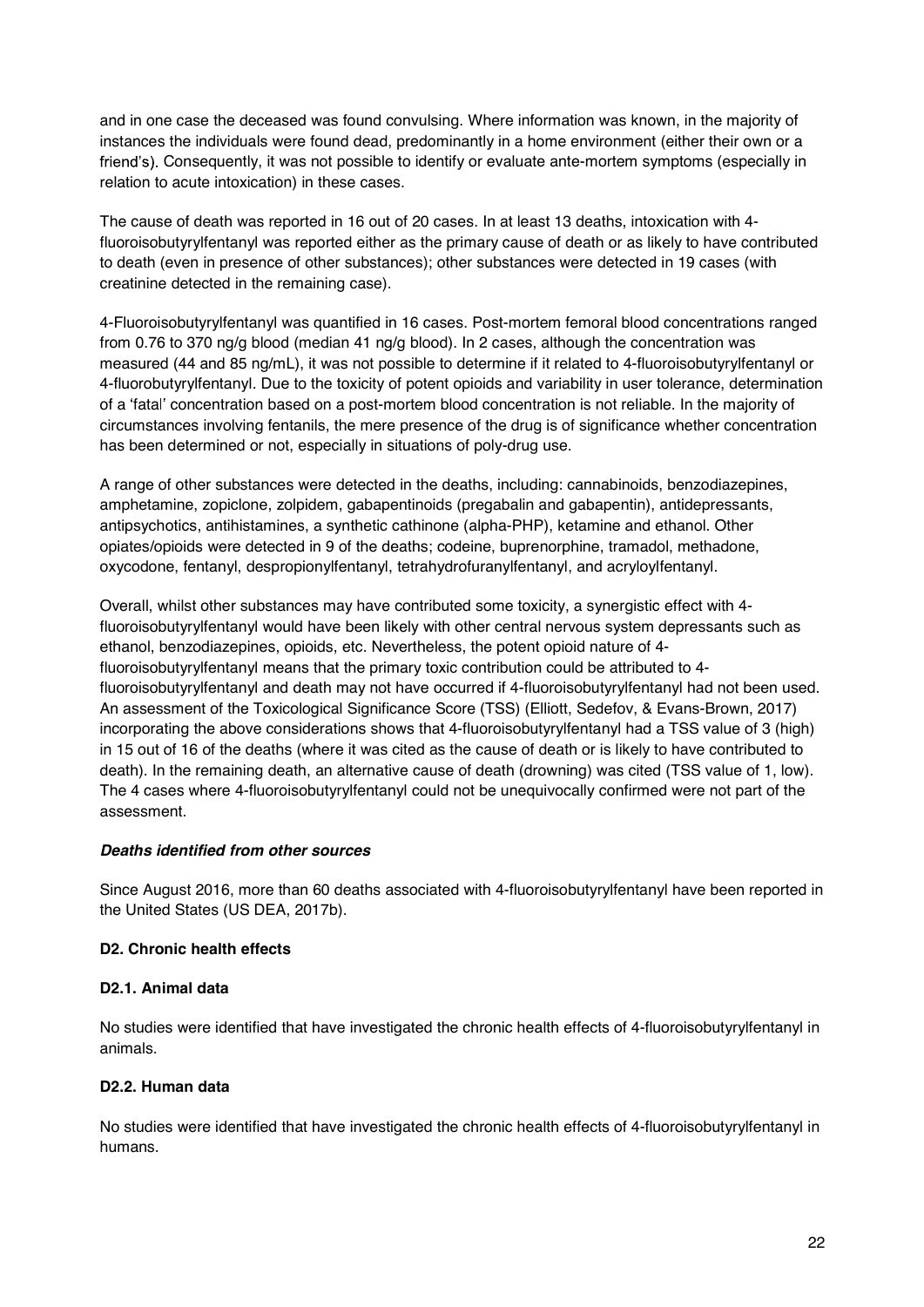and in one case the deceased was found convulsing. Where information was known, in the majority of instances the individuals were found dead, predominantly in a home environment (either their own or a friend's). Consequently, it was not possible to identify or evaluate ante-mortem symptoms (especially in relation to acute intoxication) in these cases.

The cause of death was reported in 16 out of 20 cases. In at least 13 deaths, intoxication with 4-fluoroisobutyrylfentanyl was reported either as the primary cause of death or as likely to have contributed to death (even in presence of other substances); other substances were detected in 19 cases (with creatinine detected in the remaining case).

4-Fluoroisobutyrylfentanyl was quantified in 16 cases. Post-mortem femoral blood concentrations ranged from 0.76 to 370 ng/g blood (median 41 ng/g blood). In 2 cases, although the concentration was measured (44 and 85 ng/mL), it was not possible to determine if it related to 4-fluoroisobutyrylfentanyl or 4-fluorobutyrylfentanyl. Due to the toxicity of potent opioids and variability in user tolerance, determination of a 'fatal' concentration based on a post-mortem blood concentration is not reliable. In the majority of circumstances involving fentanils, the mere presence of the drug is of significance whether concentration has been determined or not, especially in situations of poly-drug use.

A range of other substances were detected in the deaths, including: cannabinoids, benzodiazepines, amphetamine, zopiclone, zolpidem, gabapentinoids (pregabalin and gabapentin), antidepressants, antipsychotics, antihistamines, a synthetic cathinone (alpha-PHP), ketamine and ethanol. Other opiates/opioids were detected in 9 of the deaths; codeine, buprenorphine, tramadol, methadone, oxycodone, fentanyl, despropionylfentanyl, tetrahydrofuranylfentanyl, and acryloylfentanyl.

Overall, whilst other substances may have contributed some toxicity, a synergistic effect with 4-fluoroisobutyrylfentanyl would have been likely with other central nervous system depressants such as ethanol, benzodiazepines, opioids, etc. Nevertheless, the potent opioid nature of 4-fluoroisobutyrylfentanyl means that the primary toxic contribution could be attributed to 4-fluoroisobutyrylfentanyl and death may not have occurred if 4-fluoroisobutyrylfentanyl had not been used. An assessment of the Toxicological Significance Score (TSS) (Elliott, Sedefov, & Evans-Brown, 2017) incorporating the above considerations shows that 4-fluoroisobutyrylfentanyl had a TSS value of 3 (high) in 15 out of 16 of the deaths (where it was cited as the cause of death or is likely to have contributed to death). In the remaining death, an alternative cause of death (drowning) was cited (TSS value of 1, low). The 4 cases where 4-fluoroisobutyrylfentanyl could not be unequivocally confirmed were not part of the assessment.

***Deaths identified from other sources***

Since August 2016, more than 60 deaths associated with 4-fluoroisobutyrylfentanyl have been reported in the United States (US DEA, 2017b).

**D2. Chronic health effects**

**D2.1. Animal data**

No studies were identified that have investigated the chronic health effects of 4-fluoroisobutyrylfentanyl in animals.

**D2.2. Human data**

No studies were identified that have investigated the chronic health effects of 4-fluoroisobutyrylfentanyl in humans.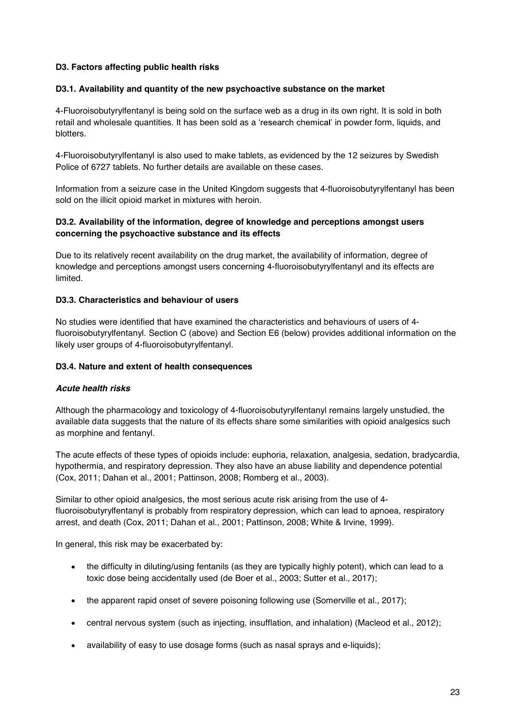### D3. Factors affecting public health risks

#### D3.1. Availability and quantity of the new psychoactive substance on the market

4-Fluoroisobutyrylfentanyl is being sold on the surface web as a drug in its own right. It is sold in both retail and wholesale quantities. It has been sold as a 'research chemical' in powder form, liquids, and blotters.

4-Fluoroisobutyrylfentanyl is also used to make tablets, as evidenced by the 12 seizures by Swedish Police of 6727 tablets. No further details are available on these cases.

Information from a seizure case in the United Kingdom suggests that 4-fluoroisobutyrylfentanyl has been sold on the illicit opioid market in mixtures with heroin.

#### D3.2. Availability of the information, degree of knowledge and perceptions amongst users concerning the psychoactive substance and its effects

Due to its relatively recent availability on the drug market, the availability of information, degree of knowledge and perceptions amongst users concerning 4-fluoroisobutyrylfentanyl and its effects are limited.

#### D3.3. Characteristics and behaviour of users

No studies were identified that have examined the characteristics and behaviours of users of 4-fluoroisobutyrylfentanyl. Section C (above) and Section E6 (below) provides additional information on the likely user groups of 4-fluoroisobutyrylfentanyl.

#### D3.4. Nature and extent of health consequences

***Acute health risks***

Although the pharmacology and toxicology of 4-fluoroisobutyrylfentanyl remains largely unstudied, the available data suggests that the nature of its effects share some similarities with opioid analgesics such as morphine and fentanyl.

The acute effects of these types of opioids include: euphoria, relaxation, analgesia, sedation, bradycardia, hypothermia, and respiratory depression. They also have an abuse liability and dependence potential (Cox, 2011; Dahan et al., 2001; Pattinson, 2008; Romberg et al., 2003).

Similar to other opioid analgesics, the most serious acute risk arising from the use of 4-fluoroisobutyrylfentanyl is probably from respiratory depression, which can lead to apnoea, respiratory arrest, and death (Cox, 2011; Dahan et al., 2001; Pattinson, 2008; White & Irvine, 1999).

In general, this risk may be exacerbated by:

- the difficulty in diluting/using fentanils (as they are typically highly potent), which can lead to a toxic dose being accidentally used (de Boer et al., 2003; Sutter et al., 2017);
- the apparent rapid onset of severe poisoning following use (Somerville et al., 2017);
- central nervous system (such as injecting, insufflation, and inhalation) (Macleod et al., 2012);
- availability of easy to use dosage forms (such as nasal sprays and e-liquids);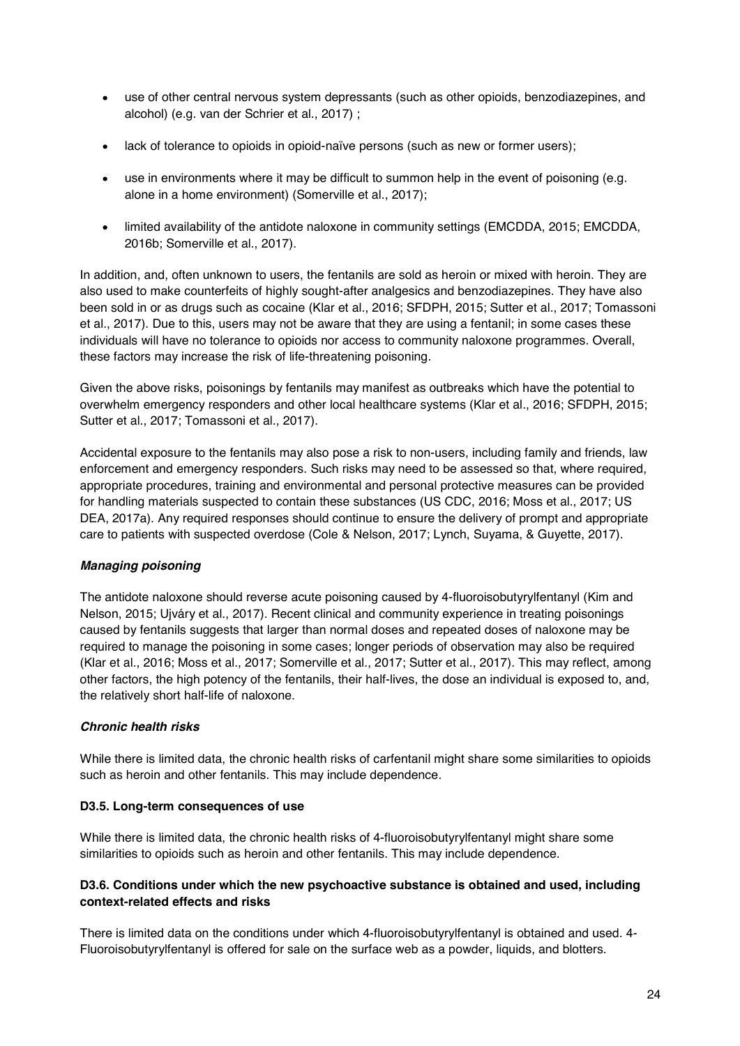- use of other central nervous system depressants (such as other opioids, benzodiazepines, and alcohol) (e.g. van der Schrier et al., 2017) ;
- lack of tolerance to opioids in opioid-naïve persons (such as new or former users);
- use in environments where it may be difficult to summon help in the event of poisoning (e.g. alone in a home environment) (Somerville et al., 2017);
- limited availability of the antidote naloxone in community settings (EMCDDA, 2015; EMCDDA, 2016b; Somerville et al., 2017).

In addition, and, often unknown to users, the fentanils are sold as heroin or mixed with heroin. They are also used to make counterfeits of highly sought-after analgesics and benzodiazepines. They have also been sold in or as drugs such as cocaine (Klar et al., 2016; SFDPH, 2015; Sutter et al., 2017; Tomassoni et al., 2017). Due to this, users may not be aware that they are using a fentanil; in some cases these individuals will have no tolerance to opioids nor access to community naloxone programmes. Overall, these factors may increase the risk of life-threatening poisoning.

Given the above risks, poisonings by fentanils may manifest as outbreaks which have the potential to overwhelm emergency responders and other local healthcare systems (Klar et al., 2016; SFDPH, 2015; Sutter et al., 2017; Tomassoni et al., 2017).

Accidental exposure to the fentanils may also pose a risk to non-users, including family and friends, law enforcement and emergency responders. Such risks may need to be assessed so that, where required, appropriate procedures, training and environmental and personal protective measures can be provided for handling materials suspected to contain these substances (US CDC, 2016; Moss et al., 2017; US DEA, 2017a). Any required responses should continue to ensure the delivery of prompt and appropriate care to patients with suspected overdose (Cole & Nelson, 2017; Lynch, Suyama, & Guyette, 2017).

***Managing poisoning***

The antidote naloxone should reverse acute poisoning caused by 4-fluoroisobutyrylfentanyl (Kim and Nelson, 2015; Ujváry et al., 2017). Recent clinical and community experience in treating poisonings caused by fentanils suggests that larger than normal doses and repeated doses of naloxone may be required to manage the poisoning in some cases; longer periods of observation may also be required (Klar et al., 2016; Moss et al., 2017; Somerville et al., 2017; Sutter et al., 2017). This may reflect, among other factors, the high potency of the fentanils, their half-lives, the dose an individual is exposed to, and, the relatively short half-life of naloxone.

***Chronic health risks***

While there is limited data, the chronic health risks of carfentanil might share some similarities to opioids such as heroin and other fentanils. This may include dependence.

#### D3.5. Long-term consequences of use

While there is limited data, the chronic health risks of 4-fluoroisobutyrylfentanyl might share some similarities to opioids such as heroin and other fentanils. This may include dependence.

#### D3.6. Conditions under which the new psychoactive substance is obtained and used, including context-related effects and risks

There is limited data on the conditions under which 4-fluoroisobutyrylfentanyl is obtained and used. 4-Fluoroisobutyrylfentanyl is offered for sale on the surface web as a powder, liquids, and blotters.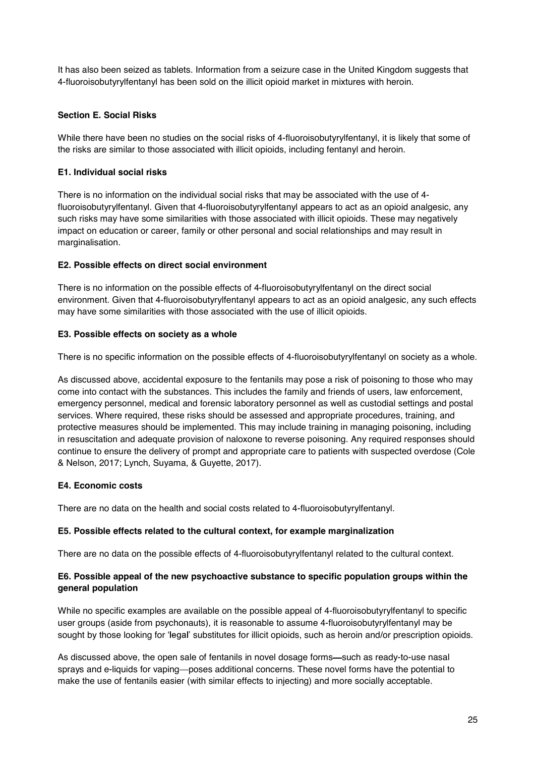It has also been seized as tablets. Information from a seizure case in the United Kingdom suggests that 4-fluoroisobutyrylfentanyl has been sold on the illicit opioid market in mixtures with heroin.

### Section E. Social Risks

While there have been no studies on the social risks of 4-fluoroisobutyrylfentanyl, it is likely that some of the risks are similar to those associated with illicit opioids, including fentanyl and heroin.

#### E1. Individual social risks

There is no information on the individual social risks that may be associated with the use of 4-fluoroisobutyrylfentanyl. Given that 4-fluoroisobutyrylfentanyl appears to act as an opioid analgesic, any such risks may have some similarities with those associated with illicit opioids. These may negatively impact on education or career, family or other personal and social relationships and may result in marginalisation.

#### E2. Possible effects on direct social environment

There is no information on the possible effects of 4-fluoroisobutyrylfentanyl on the direct social environment. Given that 4-fluoroisobutyrylfentanyl appears to act as an opioid analgesic, any such effects may have some similarities with those associated with the use of illicit opioids.

#### E3. Possible effects on society as a whole

There is no specific information on the possible effects of 4-fluoroisobutyrylfentanyl on society as a whole.

As discussed above, accidental exposure to the fentanils may pose a risk of poisoning to those who may come into contact with the substances. This includes the family and friends of users, law enforcement, emergency personnel, medical and forensic laboratory personnel as well as custodial settings and postal services. Where required, these risks should be assessed and appropriate procedures, training, and protective measures should be implemented. This may include training in managing poisoning, including in resuscitation and adequate provision of naloxone to reverse poisoning. Any required responses should continue to ensure the delivery of prompt and appropriate care to patients with suspected overdose (Cole & Nelson, 2017; Lynch, Suyama, & Guyette, 2017).

#### E4. Economic costs

There are no data on the health and social costs related to 4-fluoroisobutyrylfentanyl.

#### E5. Possible effects related to the cultural context, for example marginalization

There are no data on the possible effects of 4-fluoroisobutyrylfentanyl related to the cultural context.

#### E6. Possible appeal of the new psychoactive substance to specific population groups within the general population

While no specific examples are available on the possible appeal of 4-fluoroisobutyrylfentanyl to specific user groups (aside from psychonauts), it is reasonable to assume 4-fluoroisobutyrylfentanyl may be sought by those looking for 'legal' substitutes for illicit opioids, such as heroin and/or prescription opioids.

As discussed above, the open sale of fentanils in novel dosage forms—such as ready-to-use nasal sprays and e-liquids for vaping—poses additional concerns. These novel forms have the potential to make the use of fentanils easier (with similar effects to injecting) and more socially acceptable.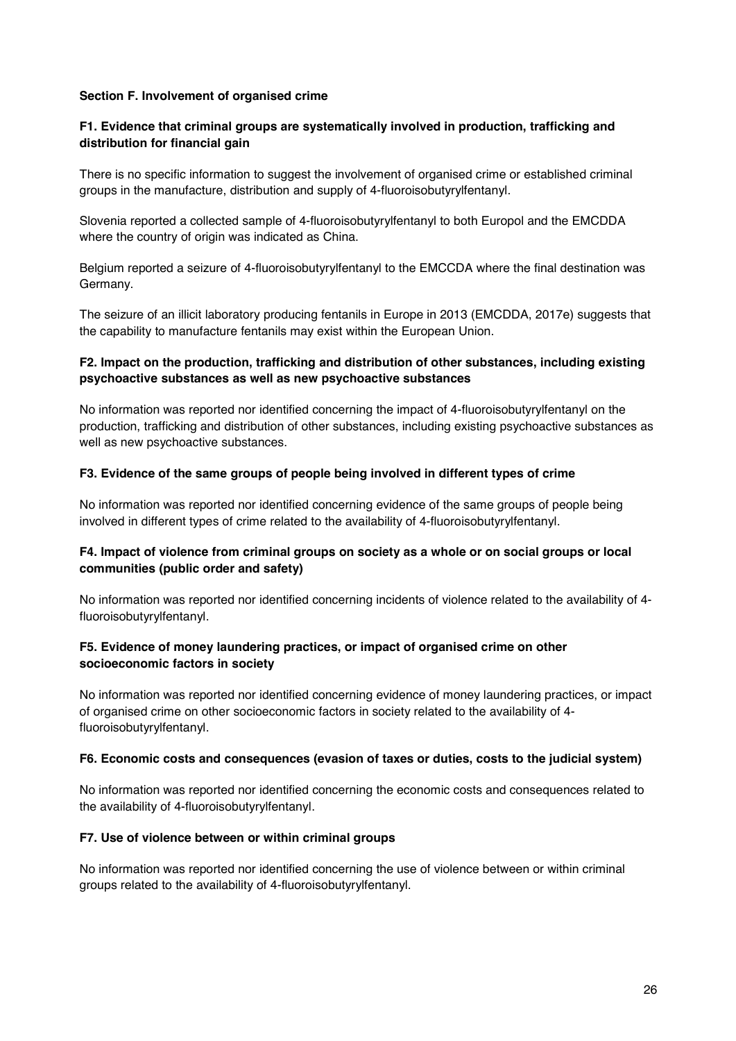## Section F. Involvement of organised crime

### F1. Evidence that criminal groups are systematically involved in production, trafficking and distribution for financial gain

There is no specific information to suggest the involvement of organised crime or established criminal groups in the manufacture, distribution and supply of 4-fluoroisobutyrylfentanyl.

Slovenia reported a collected sample of 4-fluoroisobutyrylfentanyl to both Europol and the EMCDDA where the country of origin was indicated as China.

Belgium reported a seizure of 4-fluoroisobutyrylfentanyl to the EMCCDA where the final destination was Germany.

The seizure of an illicit laboratory producing fentanils in Europe in 2013 (EMCDDA, 2017e) suggests that the capability to manufacture fentanils may exist within the European Union.

### F2. Impact on the production, trafficking and distribution of other substances, including existing psychoactive substances as well as new psychoactive substances

No information was reported nor identified concerning the impact of 4-fluoroisobutyrylfentanyl on the production, trafficking and distribution of other substances, including existing psychoactive substances as well as new psychoactive substances.

### F3. Evidence of the same groups of people being involved in different types of crime

No information was reported nor identified concerning evidence of the same groups of people being involved in different types of crime related to the availability of 4-fluoroisobutyrylfentanyl.

### F4. Impact of violence from criminal groups on society as a whole or on social groups or local communities (public order and safety)

No information was reported nor identified concerning incidents of violence related to the availability of 4-fluoroisobutyrylfentanyl.

### F5. Evidence of money laundering practices, or impact of organised crime on other socioeconomic factors in society

No information was reported nor identified concerning evidence of money laundering practices, or impact of organised crime on other socioeconomic factors in society related to the availability of 4-fluoroisobutyrylfentanyl.

### F6. Economic costs and consequences (evasion of taxes or duties, costs to the judicial system)

No information was reported nor identified concerning the economic costs and consequences related to the availability of 4-fluoroisobutyrylfentanyl.

### F7. Use of violence between or within criminal groups

No information was reported nor identified concerning the use of violence between or within criminal groups related to the availability of 4-fluoroisobutyrylfentanyl.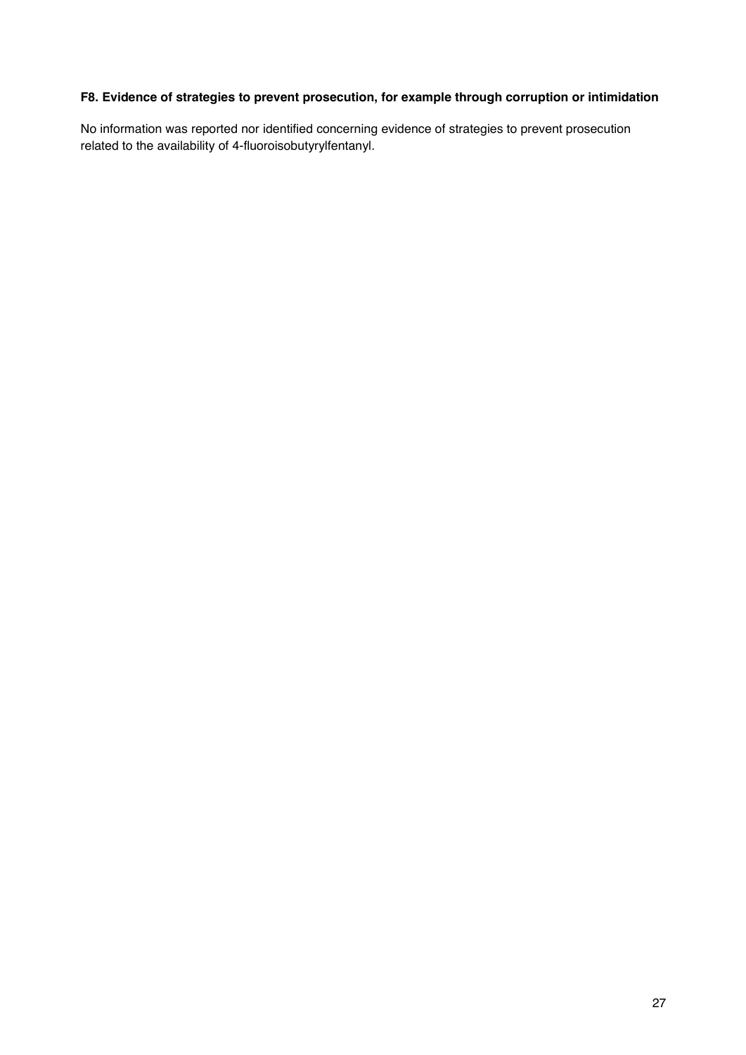**F8. Evidence of strategies to prevent prosecution, for example through corruption or intimidation**

No information was reported nor identified concerning evidence of strategies to prevent prosecution related to the availability of 4-fluoroisobutyrylfentanyl.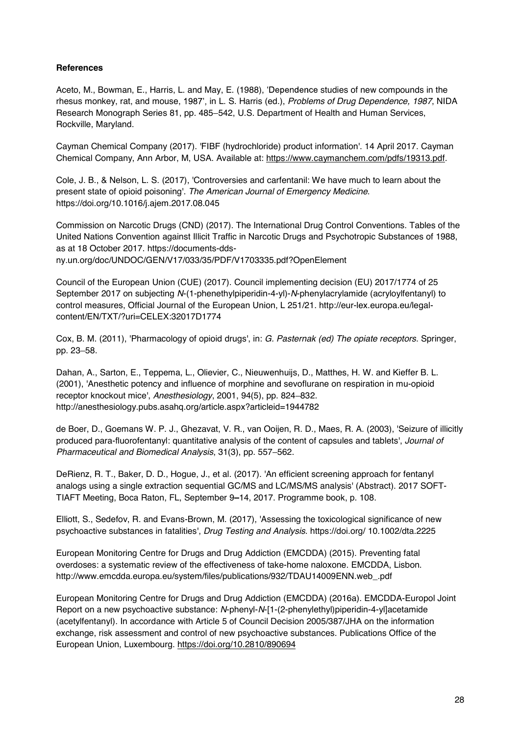**References**

Aceto, M., Bowman, E., Harris, L. and May, E. (1988), 'Dependence studies of new compounds in the rhesus monkey, rat, and mouse, 1987', in L. S. Harris (ed.), *Problems of Drug Dependence, 1987*, NIDA Research Monograph Series 81, pp. 485–542, U.S. Department of Health and Human Services, Rockville, Maryland.

Cayman Chemical Company (2017). 'FIBF (hydrochloride) product information'. 14 April 2017. Cayman Chemical Company, Ann Arbor, M, USA. Available at: https://www.caymanchem.com/pdfs/19313.pdf.

Cole, J. B., & Nelson, L. S. (2017), 'Controversies and carfentanil: We have much to learn about the present state of opioid poisoning'. *The American Journal of Emergency Medicine*. https://doi.org/10.1016/j.ajem.2017.08.045

Commission on Narcotic Drugs (CND) (2017). The International Drug Control Conventions. Tables of the United Nations Convention against Illicit Traffic in Narcotic Drugs and Psychotropic Substances of 1988, as at 18 October 2017. https://documents-dds-ny.un.org/doc/UNDOC/GEN/V17/033/35/PDF/V1703335.pdf?OpenElement

Council of the European Union (CUE) (2017). Council implementing decision (EU) 2017/1774 of 25 September 2017 on subjecting *N*-(1-phenethylpiperidin-4-yl)-*N*-phenylacrylamide (acryloylfentanyl) to control measures, Official Journal of the European Union, L 251/21. http://eur-lex.europa.eu/legal-content/EN/TXT/?uri=CELEX:32017D1774

Cox, B. M. (2011), 'Pharmacology of opioid drugs', in: *G. Pasternak (ed) The opiate receptors*. Springer, pp. 23–58.

Dahan, A., Sarton, E., Teppema, L., Olievier, C., Nieuwenhuijs, D., Matthes, H. W. and Kieffer B. L. (2001), 'Anesthetic potency and influence of morphine and sevoflurane on respiration in mu-opioid receptor knockout mice', *Anesthesiology*, 2001, 94(5), pp. 824–832. http://anesthesiology.pubs.asahq.org/article.aspx?articleid=1944782

de Boer, D., Goemans W. P. J., Ghezavat, V. R., van Ooijen, R. D., Maes, R. A. (2003), 'Seizure of illicitly produced para-fluorofentanyl: quantitative analysis of the content of capsules and tablets', *Journal of Pharmaceutical and Biomedical Analysis*, 31(3), pp. 557–562.

DeRienz, R. T., Baker, D. D., Hogue, J., et al. (2017). 'An efficient screening approach for fentanyl analogs using a single extraction sequential GC/MS and LC/MS/MS analysis' (Abstract). 2017 SOFT-TIAFT Meeting, Boca Raton, FL, September 9–14, 2017. Programme book, p. 108.

Elliott, S., Sedefov, R. and Evans-Brown, M. (2017), 'Assessing the toxicological significance of new psychoactive substances in fatalities', *Drug Testing and Analysis*. https://doi.org/ 10.1002/dta.2225

European Monitoring Centre for Drugs and Drug Addiction (EMCDDA) (2015). Preventing fatal overdoses: a systematic review of the effectiveness of take-home naloxone. EMCDDA, Lisbon. http://www.emcdda.europa.eu/system/files/publications/932/TDAU14009ENN.web_.pdf

European Monitoring Centre for Drugs and Drug Addiction (EMCDDA) (2016a). EMCDDA-Europol Joint Report on a new psychoactive substance: *N*-phenyl-*N*-[1-(2-phenylethyl)piperidin-4-yl]acetamide (acetylfentanyl). In accordance with Article 5 of Council Decision 2005/387/JHA on the information exchange, risk assessment and control of new psychoactive substances. Publications Office of the European Union, Luxembourg. https://doi.org/10.2810/890694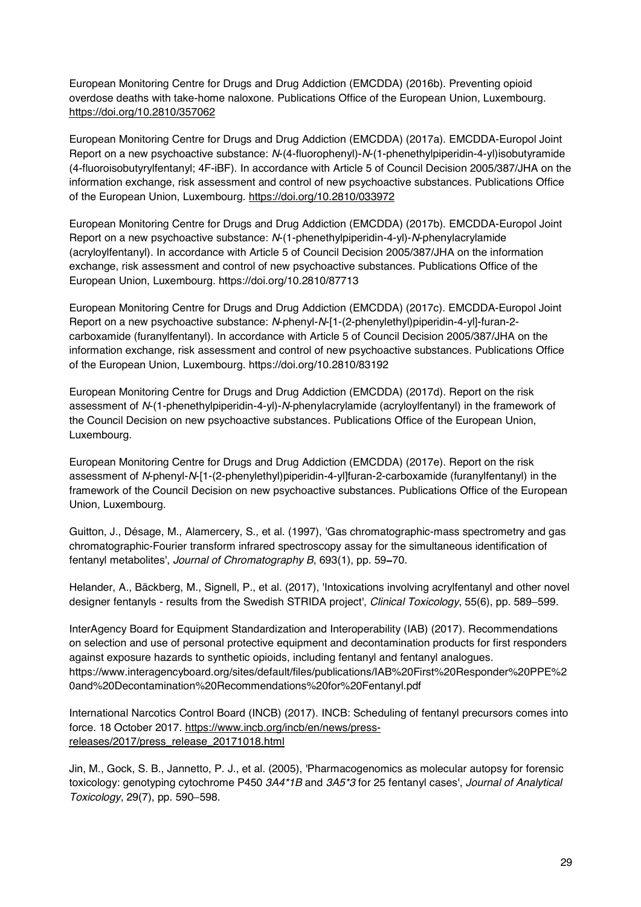European Monitoring Centre for Drugs and Drug Addiction (EMCDDA) (2016b). Preventing opioid overdose deaths with take-home naloxone. Publications Office of the European Union, Luxembourg. https://doi.org/10.2810/357062

European Monitoring Centre for Drugs and Drug Addiction (EMCDDA) (2017a). EMCDDA-Europol Joint Report on a new psychoactive substance: *N*-(4-fluorophenyl)-*N*-(1-phenethylpiperidin-4-yl)isobutyramide (4-fluoroisobutyrylfentanyl; 4F-iBF). In accordance with Article 5 of Council Decision 2005/387/JHA on the information exchange, risk assessment and control of new psychoactive substances. Publications Office of the European Union, Luxembourg. https://doi.org/10.2810/033972

European Monitoring Centre for Drugs and Drug Addiction (EMCDDA) (2017b). EMCDDA-Europol Joint Report on a new psychoactive substance: *N*-(1-phenethylpiperidin-4-yl)-*N*-phenylacrylamide (acryloylfentanyl). In accordance with Article 5 of Council Decision 2005/387/JHA on the information exchange, risk assessment and control of new psychoactive substances. Publications Office of the European Union, Luxembourg. https://doi.org/10.2810/87713

European Monitoring Centre for Drugs and Drug Addiction (EMCDDA) (2017c). EMCDDA-Europol Joint Report on a new psychoactive substance: *N*-phenyl-*N*-[1-(2-phenylethyl)piperidin-4-yl]-furan-2-carboxamide (furanylfentanyl). In accordance with Article 5 of Council Decision 2005/387/JHA on the information exchange, risk assessment and control of new psychoactive substances. Publications Office of the European Union, Luxembourg. https://doi.org/10.2810/83192

European Monitoring Centre for Drugs and Drug Addiction (EMCDDA) (2017d). Report on the risk assessment of *N*-(1-phenethylpiperidin-4-yl)-*N*-phenylacrylamide (acryloylfentanyl) in the framework of the Council Decision on new psychoactive substances. Publications Office of the European Union, Luxembourg.

European Monitoring Centre for Drugs and Drug Addiction (EMCDDA) (2017e). Report on the risk assessment of *N*-phenyl-*N*-[1-(2-phenylethyl)piperidin-4-yl]furan-2-carboxamide (furanylfentanyl) in the framework of the Council Decision on new psychoactive substances. Publications Office of the European Union, Luxembourg.

Guitton, J., Désage, M., Alamercery, S., et al. (1997), 'Gas chromatographic-mass spectrometry and gas chromatographic-Fourier transform infrared spectroscopy assay for the simultaneous identification of fentanyl metabolites', *Journal of Chromatography B*, 693(1), pp. 59–70.

Helander, A., Bäckberg, M., Signell, P., et al. (2017), 'Intoxications involving acrylfentanyl and other novel designer fentanyls - results from the Swedish STRIDA project', *Clinical Toxicology*, 55(6), pp. 589–599.

InterAgency Board for Equipment Standardization and Interoperability (IAB) (2017). Recommendations on selection and use of personal protective equipment and decontamination products for first responders against exposure hazards to synthetic opioids, including fentanyl and fentanyl analogues. https://www.interagencyboard.org/sites/default/files/publications/IAB%20First%20Responder%20PPE%20and%20Decontamination%20Recommendations%20for%20Fentanyl.pdf

International Narcotics Control Board (INCB) (2017). INCB: Scheduling of fentanyl precursors comes into force. 18 October 2017. https://www.incb.org/incb/en/news/press-releases/2017/press_release_20171018.html

Jin, M., Gock, S. B., Jannetto, P. J., et al. (2005), 'Pharmacogenomics as molecular autopsy for forensic toxicology: genotyping cytochrome P450 *3A4*1B* and *3A5*3* for 25 fentanyl cases', *Journal of Analytical Toxicology*, 29(7), pp. 590–598.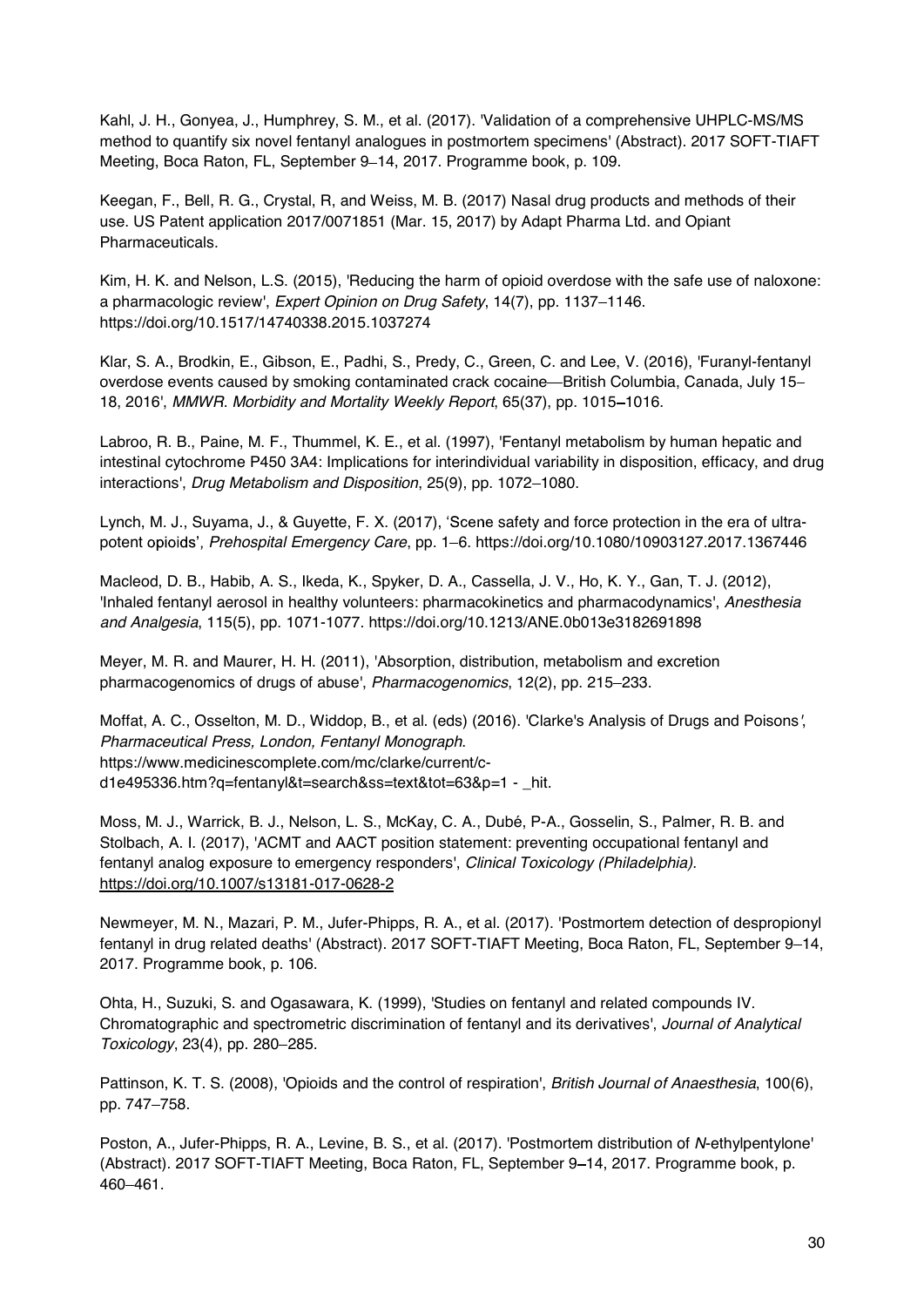Kahl, J. H., Gonyea, J., Humphrey, S. M., et al. (2017). 'Validation of a comprehensive UHPLC-MS/MS method to quantify six novel fentanyl analogues in postmortem specimens' (Abstract). 2017 SOFT-TIAFT Meeting, Boca Raton, FL, September 9–14, 2017. Programme book, p. 109.

Keegan, F., Bell, R. G., Crystal, R, and Weiss, M. B. (2017) Nasal drug products and methods of their use. US Patent application 2017/0071851 (Mar. 15, 2017) by Adapt Pharma Ltd. and Opiant Pharmaceuticals.

Kim, H. K. and Nelson, L.S. (2015), 'Reducing the harm of opioid overdose with the safe use of naloxone: a pharmacologic review', *Expert Opinion on Drug Safety*, 14(7), pp. 1137–1146. https://doi.org/10.1517/14740338.2015.1037274

Klar, S. A., Brodkin, E., Gibson, E., Padhi, S., Predy, C., Green, C. and Lee, V. (2016), 'Furanyl-fentanyl overdose events caused by smoking contaminated crack cocaine—British Columbia, Canada, July 15–18, 2016', *MMWR. Morbidity and Mortality Weekly Report*, 65(37), pp. 1015–1016.

Labroo, R. B., Paine, M. F., Thummel, K. E., et al. (1997), 'Fentanyl metabolism by human hepatic and intestinal cytochrome P450 3A4: Implications for interindividual variability in disposition, efficacy, and drug interactions', *Drug Metabolism and Disposition*, 25(9), pp. 1072–1080.

Lynch, M. J., Suyama, J., & Guyette, F. X. (2017), 'Scene safety and force protection in the era of ultra-potent opioids', *Prehospital Emergency Care*, pp. 1–6. https://doi.org/10.1080/10903127.2017.1367446

Macleod, D. B., Habib, A. S., Ikeda, K., Spyker, D. A., Cassella, J. V., Ho, K. Y., Gan, T. J. (2012), 'Inhaled fentanyl aerosol in healthy volunteers: pharmacokinetics and pharmacodynamics', *Anesthesia and Analgesia*, 115(5), pp. 1071-1077. https://doi.org/10.1213/ANE.0b013e3182691898

Meyer, M. R. and Maurer, H. H. (2011), 'Absorption, distribution, metabolism and excretion pharmacogenomics of drugs of abuse', *Pharmacogenomics*, 12(2), pp. 215–233.

Moffat, A. C., Osselton, M. D., Widdop, B., et al. (eds) (2016). 'Clarke's Analysis of Drugs and Poisons', *Pharmaceutical Press, London, Fentanyl Monograph*. https://www.medicinescomplete.com/mc/clarke/current/c-d1e495336.htm?q=fentanyl&t=search&ss=text&tot=63&p=1 - _hit.

Moss, M. J., Warrick, B. J., Nelson, L. S., McKay, C. A., Dubé, P-A., Gosselin, S., Palmer, R. B. and Stolbach, A. I. (2017), 'ACMT and AACT position statement: preventing occupational fentanyl and fentanyl analog exposure to emergency responders', *Clinical Toxicology (Philadelphia)*. https://doi.org/10.1007/s13181-017-0628-2

Newmeyer, M. N., Mazari, P. M., Jufer-Phipps, R. A., et al. (2017). 'Postmortem detection of despropionyl fentanyl in drug related deaths' (Abstract). 2017 SOFT-TIAFT Meeting, Boca Raton, FL, September 9–14, 2017. Programme book, p. 106.

Ohta, H., Suzuki, S. and Ogasawara, K. (1999), 'Studies on fentanyl and related compounds IV. Chromatographic and spectrometric discrimination of fentanyl and its derivatives', *Journal of Analytical Toxicology*, 23(4), pp. 280–285.

Pattinson, K. T. S. (2008), 'Opioids and the control of respiration', *British Journal of Anaesthesia*, 100(6), pp. 747–758.

Poston, A., Jufer-Phipps, R. A., Levine, B. S., et al. (2017). 'Postmortem distribution of *N*-ethylpentylone' (Abstract). 2017 SOFT-TIAFT Meeting, Boca Raton, FL, September 9–14, 2017. Programme book, p. 460–461.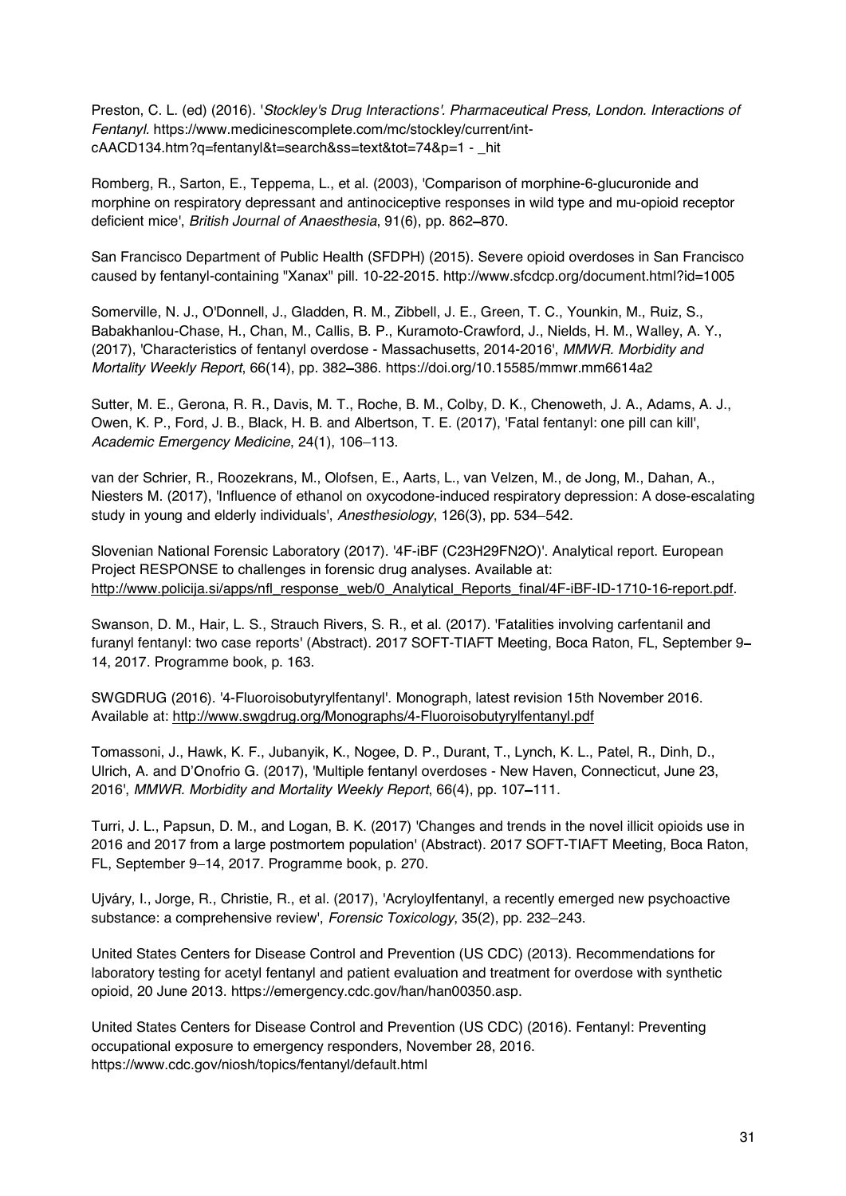Preston, C. L. (ed) (2016). '*Stockley's Drug Interactions'. Pharmaceutical Press, London. Interactions of Fentanyl*. https://www.medicinescomplete.com/mc/stockley/current/int-cAACD134.htm?q=fentanyl&t=search&ss=text&tot=74&p=1 - _hit

Romberg, R., Sarton, E., Teppema, L., et al. (2003), 'Comparison of morphine-6-glucuronide and morphine on respiratory depressant and antinociceptive responses in wild type and mu-opioid receptor deficient mice', *British Journal of Anaesthesia*, 91(6), pp. 862–870.

San Francisco Department of Public Health (SFDPH) (2015). Severe opioid overdoses in San Francisco caused by fentanyl-containing "Xanax" pill. 10-22-2015. http://www.sfcdcp.org/document.html?id=1005

Somerville, N. J., O'Donnell, J., Gladden, R. M., Zibbell, J. E., Green, T. C., Younkin, M., Ruiz, S., Babakhanlou-Chase, H., Chan, M., Callis, B. P., Kuramoto-Crawford, J., Nields, H. M., Walley, A. Y., (2017), 'Characteristics of fentanyl overdose - Massachusetts, 2014-2016', *MMWR. Morbidity and Mortality Weekly Report*, 66(14), pp. 382–386. https://doi.org/10.15585/mmwr.mm6614a2

Sutter, M. E., Gerona, R. R., Davis, M. T., Roche, B. M., Colby, D. K., Chenoweth, J. A., Adams, A. J., Owen, K. P., Ford, J. B., Black, H. B. and Albertson, T. E. (2017), 'Fatal fentanyl: one pill can kill', *Academic Emergency Medicine*, 24(1), 106–113.

van der Schrier, R., Roozekrans, M., Olofsen, E., Aarts, L., van Velzen, M., de Jong, M., Dahan, A., Niesters M. (2017), 'Influence of ethanol on oxycodone-induced respiratory depression: A dose-escalating study in young and elderly individuals', *Anesthesiology*, 126(3), pp. 534–542.

Slovenian National Forensic Laboratory (2017). '4F-iBF ($C_{23}H_{29}FN_2O$)'. Analytical report. European Project RESPONSE to challenges in forensic drug analyses. Available at: http://www.policija.si/apps/nfl_response_web/0_Analytical_Reports_final/4F-iBF-ID-1710-16-report.pdf.

Swanson, D. M., Hair, L. S., Strauch Rivers, S. R., et al. (2017). 'Fatalities involving carfentanil and furanyl fentanyl: two case reports' (Abstract). 2017 SOFT-TIAFT Meeting, Boca Raton, FL, September 9–14, 2017. Programme book, p. 163.

SWGDRUG (2016). '4-Fluoroisobutyrylfentanyl'. Monograph, latest revision 15th November 2016. Available at: http://www.swgdrug.org/Monographs/4-Fluoroisobutyrylfentanyl.pdf

Tomassoni, J., Hawk, K. F., Jubanyik, K., Nogee, D. P., Durant, T., Lynch, K. L., Patel, R., Dinh, D., Ulrich, A. and D'Onofrio G. (2017), 'Multiple fentanyl overdoses - New Haven, Connecticut, June 23, 2016', *MMWR. Morbidity and Mortality Weekly Report*, 66(4), pp. 107–111.

Turri, J. L., Papsun, D. M., and Logan, B. K. (2017) 'Changes and trends in the novel illicit opioids use in 2016 and 2017 from a large postmortem population' (Abstract). 2017 SOFT-TIAFT Meeting, Boca Raton, FL, September 9–14, 2017. Programme book, p. 270.

Ujváry, I., Jorge, R., Christie, R., et al. (2017), 'Acryloylfentanyl, a recently emerged new psychoactive substance: a comprehensive review', *Forensic Toxicology*, 35(2), pp. 232–243.

United States Centers for Disease Control and Prevention (US CDC) (2013). Recommendations for laboratory testing for acetyl fentanyl and patient evaluation and treatment for overdose with synthetic opioid, 20 June 2013. https://emergency.cdc.gov/han/han00350.asp.

United States Centers for Disease Control and Prevention (US CDC) (2016). Fentanyl: Preventing occupational exposure to emergency responders, November 28, 2016. https://www.cdc.gov/niosh/topics/fentanyl/default.html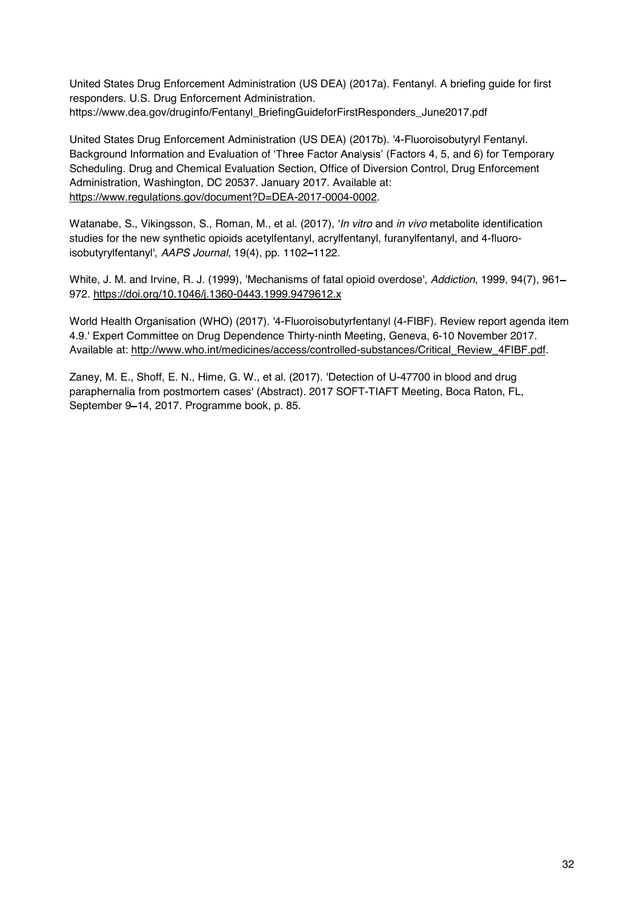United States Drug Enforcement Administration (US DEA) (2017a). Fentanyl. A briefing guide for first responders. U.S. Drug Enforcement Administration. https://www.dea.gov/druginfo/Fentanyl_BriefingGuideforFirstResponders_June2017.pdf

United States Drug Enforcement Administration (US DEA) (2017b). '4-Fluoroisobutyryl Fentanyl. Background Information and Evaluation of 'Three Factor Analysis' (Factors 4, 5, and 6) for Temporary Scheduling. Drug and Chemical Evaluation Section, Office of Diversion Control, Drug Enforcement Administration, Washington, DC 20537. January 2017. Available at: https://www.regulations.gov/document?D=DEA-2017-0004-0002.

Watanabe, S., Vikingsson, S., Roman, M., et al. (2017), '*In vitro* and *in vivo* metabolite identification studies for the new synthetic opioids acetylfentanyl, acrylfentanyl, furanylfentanyl, and 4-fluoro-isobutyrylfentanyl', *AAPS Journal*, 19(4), pp. 1102–1122.

White, J. M. and Irvine, R. J. (1999), 'Mechanisms of fatal opioid overdose', *Addiction*, 1999, 94(7), 961–972. https://doi.org/10.1046/j.1360-0443.1999.9479612.x

World Health Organisation (WHO) (2017). '4-Fluoroisobutyrfentanyl (4-FIBF). Review report agenda item 4.9.' Expert Committee on Drug Dependence Thirty-ninth Meeting, Geneva, 6-10 November 2017. Available at: http://www.who.int/medicines/access/controlled-substances/Critical_Review_4FIBF.pdf.

Zaney, M. E., Shoff, E. N., Hime, G. W., et al. (2017). 'Detection of U-47700 in blood and drug paraphernalia from postmortem cases' (Abstract). 2017 SOFT-TIAFT Meeting, Boca Raton, FL, September 9–14, 2017. Programme book, p. 85.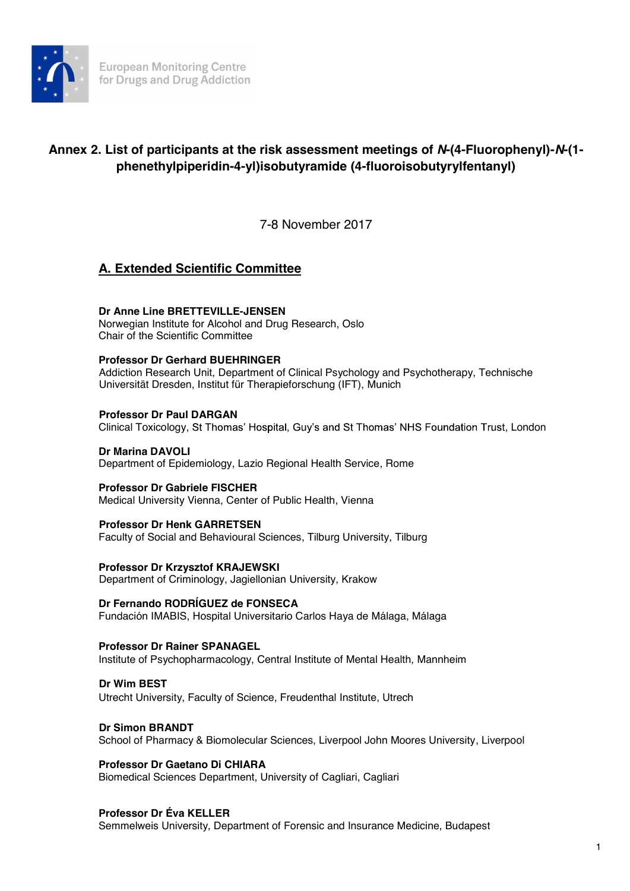European Monitoring Centre for Drugs and Drug Addiction

# Annex 2. List of participants at the risk assessment meetings of *N*-(4-Fluorophenyl)-*N*-(1-phenethylpiperidin-4-yl)isobutyramide (4-fluoroisobutyrylfentanyl)

7-8 November 2017

## A. Extended Scientific Committee

**Dr Anne Line BRETTEVILLE-JENSEN**
Norwegian Institute for Alcohol and Drug Research, Oslo
Chair of the Scientific Committee

**Professor Dr Gerhard BUEHRINGER**
Addiction Research Unit, Department of Clinical Psychology and Psychotherapy, Technische Universität Dresden, Institut für Therapieforschung (IFT), Munich

**Professor Dr Paul DARGAN**
Clinical Toxicology, St Thomas' Hospital, Guy's and St Thomas' NHS Foundation Trust, London

**Dr Marina DAVOLI**
Department of Epidemiology, Lazio Regional Health Service, Rome

**Professor Dr Gabriele FISCHER**
Medical University Vienna, Center of Public Health, Vienna

**Professor Dr Henk GARRETSEN**
Faculty of Social and Behavioural Sciences, Tilburg University, Tilburg

**Professor Dr Krzysztof KRAJEWSKI**
Department of Criminology, Jagiellonian University, Krakow

**Dr Fernando RODRÍGUEZ de FONSECA**
Fundación IMABIS, Hospital Universitario Carlos Haya de Málaga, Málaga

**Professor Dr Rainer SPANAGEL**
Institute of Psychopharmacology, Central Institute of Mental Health, Mannheim

**Dr Wim BEST**
Utrecht University, Faculty of Science, Freudenthal Institute, Utrech

**Dr Simon BRANDT**
School of Pharmacy & Biomolecular Sciences, Liverpool John Moores University, Liverpool

**Professor Dr Gaetano Di CHIARA**
Biomedical Sciences Department, University of Cagliari, Cagliari

**Professor Dr Éva KELLER**
Semmelweis University, Department of Forensic and Insurance Medicine, Budapest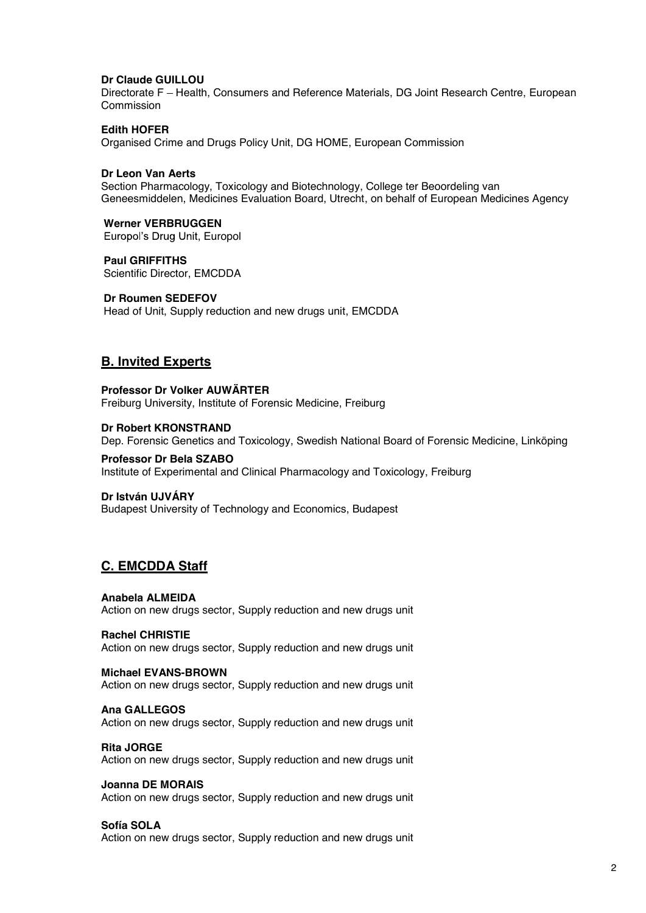**Dr Claude GUILLOU**
Directorate F – Health, Consumers and Reference Materials, DG Joint Research Centre, European Commission

**Edith HOFER**
Organised Crime and Drugs Policy Unit, DG HOME, European Commission

**Dr Leon Van Aerts**
Section Pharmacology, Toxicology and Biotechnology, College ter Beoordeling van Geneesmiddelen, Medicines Evaluation Board, Utrecht, on behalf of European Medicines Agency

**Werner VERBRUGGEN**
Europol's Drug Unit, Europol

**Paul GRIFFITHS**
Scientific Director, EMCDDA

**Dr Roumen SEDEFOV**
Head of Unit, Supply reduction and new drugs unit, EMCDDA

## B. Invited Experts

**Professor Dr Volker AUWÄRTER**
Freiburg University, Institute of Forensic Medicine, Freiburg

**Dr Robert KRONSTRAND**
Dep. Forensic Genetics and Toxicology, Swedish National Board of Forensic Medicine, Linköping

**Professor Dr Bela SZABO**
Institute of Experimental and Clinical Pharmacology and Toxicology, Freiburg

**Dr István UJVÁRY**
Budapest University of Technology and Economics, Budapest

## C. EMCDDA Staff

**Anabela ALMEIDA**
Action on new drugs sector, Supply reduction and new drugs unit

**Rachel CHRISTIE**
Action on new drugs sector, Supply reduction and new drugs unit

**Michael EVANS-BROWN**
Action on new drugs sector, Supply reduction and new drugs unit

**Ana GALLEGOS**
Action on new drugs sector, Supply reduction and new drugs unit

**Rita JORGE**
Action on new drugs sector, Supply reduction and new drugs unit

**Joanna DE MORAIS**
Action on new drugs sector, Supply reduction and new drugs unit

**Sofía SOLA**
Action on new drugs sector, Supply reduction and new drugs unit